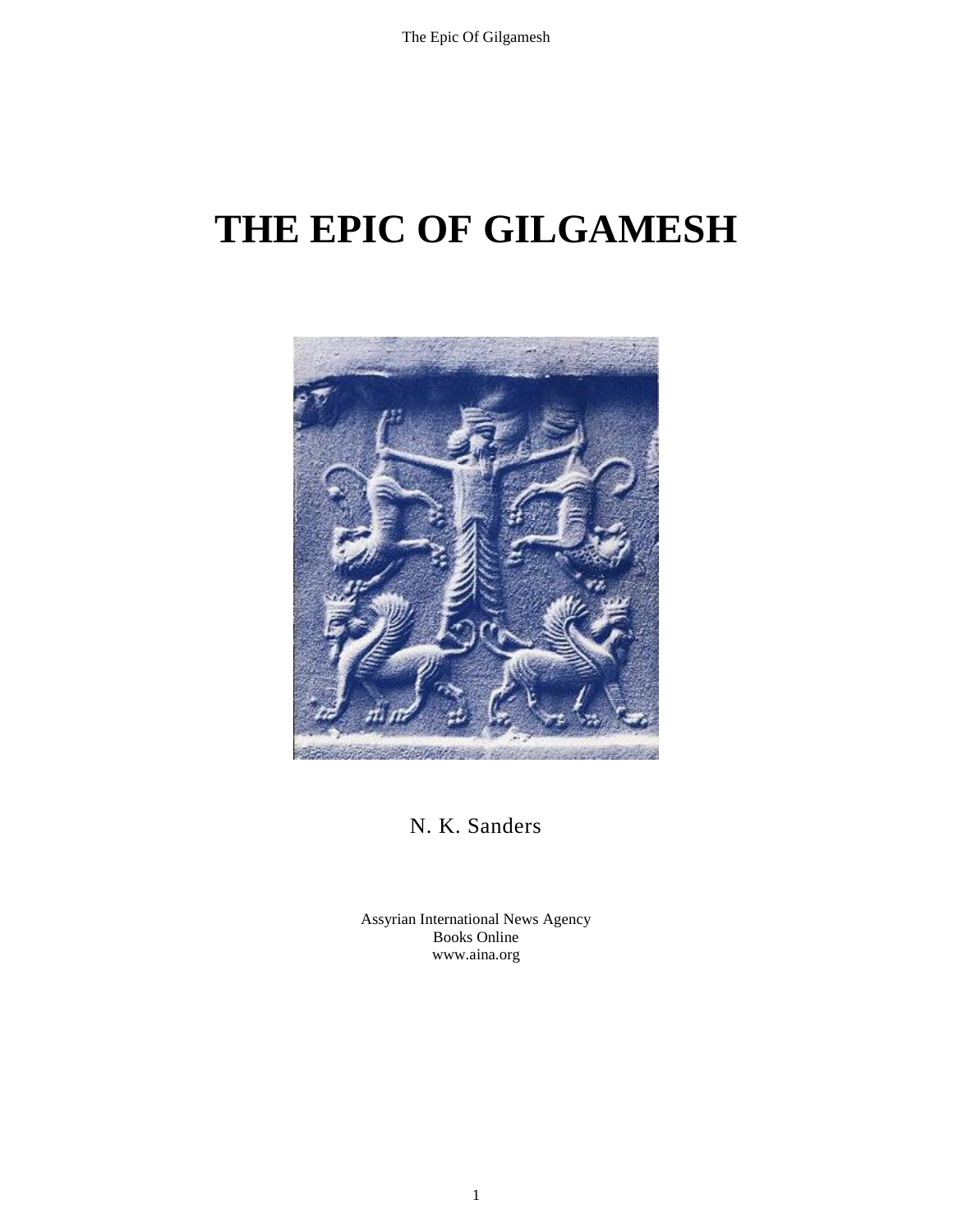# THE EPIC OF GILGAMESH

N. K. Sanders

Assyrian International News Agency
Books Online
www.aina.org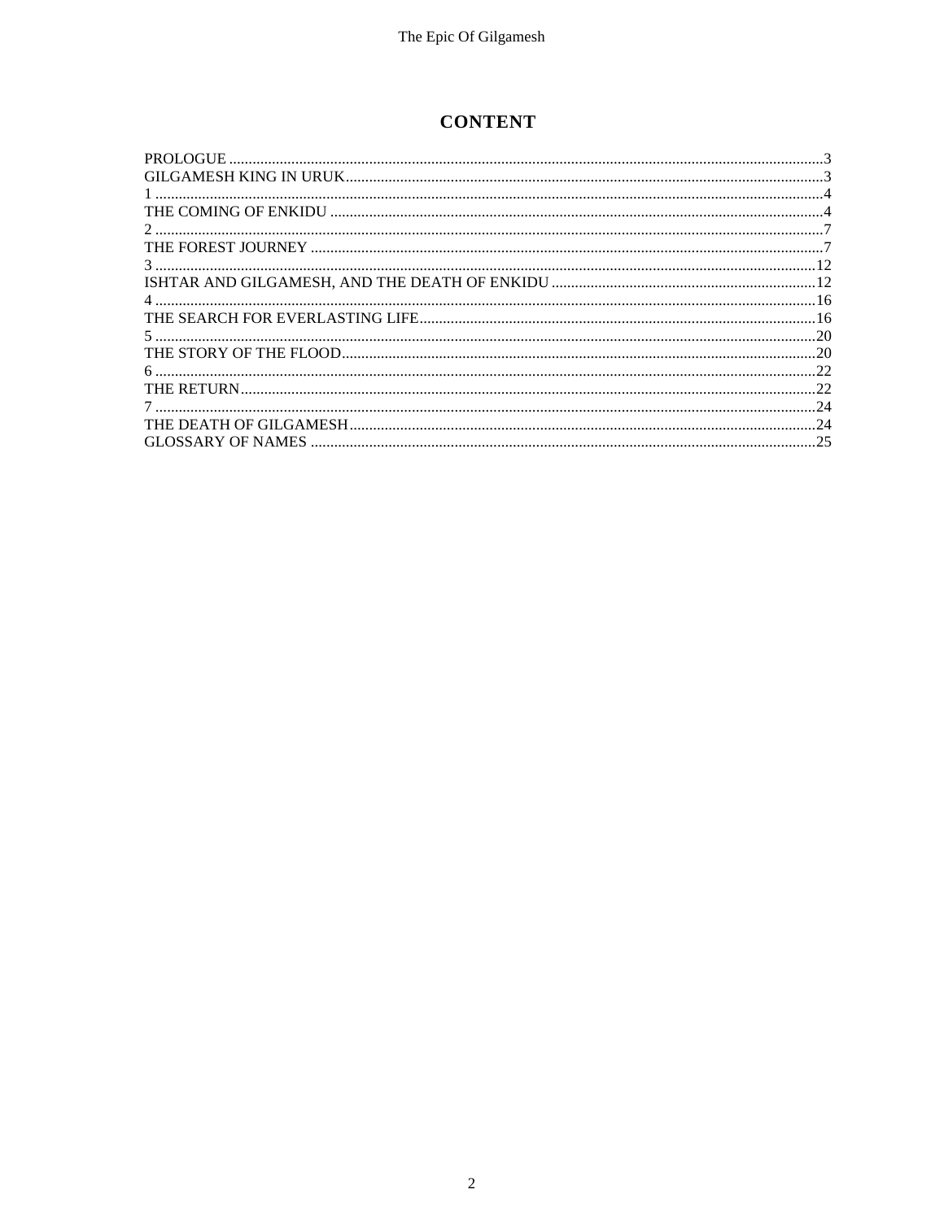# CONTENT

PROLOGUE .......................................................................................................................................3
GILGAMESH KING IN URUK..........................................................................................................3
1 ..........................................................................................................................................................4
THE COMING OF ENKIDU .............................................................................................................4
2 ..........................................................................................................................................................7
THE FOREST JOURNEY ..................................................................................................................7
3 ........................................................................................................................................................12
ISHTAR AND GILGAMESH, AND THE DEATH OF ENKIDU ...................................................12
4 ........................................................................................................................................................16
THE SEARCH FOR EVERLASTING LIFE.....................................................................................16
5 ........................................................................................................................................................20
THE STORY OF THE FLOOD.........................................................................................................20
6 ........................................................................................................................................................22
THE RETURN...................................................................................................................................22
7 ........................................................................................................................................................24
THE DEATH OF GILGAMESH.......................................................................................................24
GLOSSARY OF NAMES .................................................................................................................25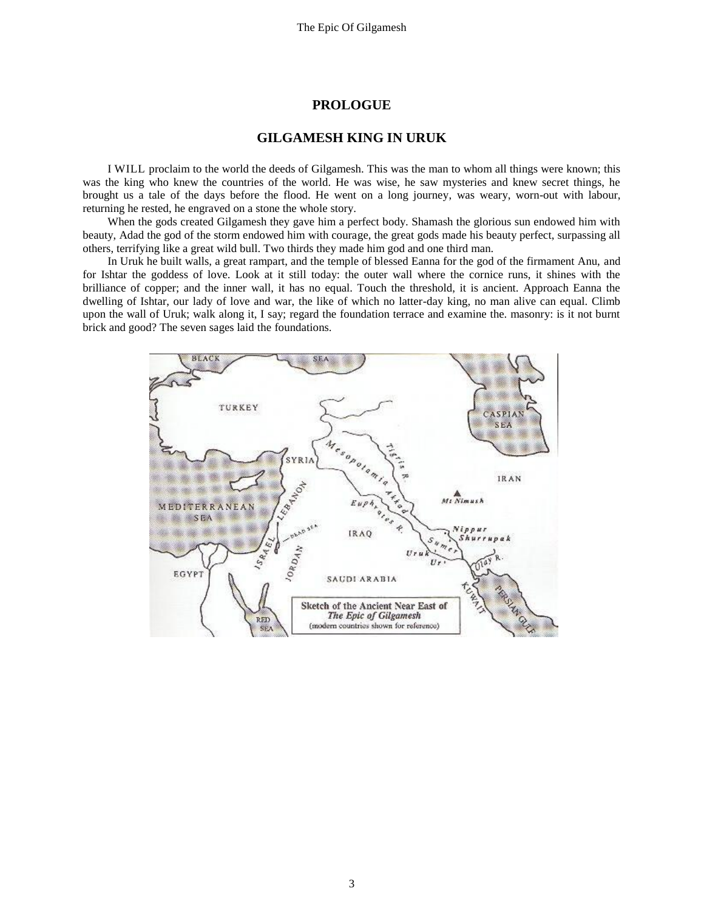## PROLOGUE

## GILGAMESH KING IN URUK

I WILL proclaim to the world the deeds of Gilgamesh. This was the man to whom all things were known; this was the king who knew the countries of the world. He was wise, he saw mysteries and knew secret things, he brought us a tale of the days before the flood. He went on a long journey, was weary, worn-out with labour, returning he rested, he engraved on a stone the whole story.

When the gods created Gilgamesh they gave him a perfect body. Shamash the glorious sun endowed him with beauty, Adad the god of the storm endowed him with courage, the great gods made his beauty perfect, surpassing all others, terrifying like a great wild bull. Two thirds they made him god and one third man.

In Uruk he built walls, a great rampart, and the temple of blessed Eanna for the god of the firmament Anu, and for Ishtar the goddess of love. Look at it still today: the outer wall where the cornice runs, it shines with the brilliance of copper; and the inner wall, it has no equal. Touch the threshold, it is ancient. Approach Eanna the dwelling of Ishtar, our lady of love and war, the like of which no latter-day king, no man alive can equal. Climb upon the wall of Uruk; walk along it, I say; regard the foundation terrace and examine the. masonry: is it not burnt brick and good? The seven sages laid the foundations.

BLACK SEA
TURKEY
CASPIAN SEA
SYRIA
Mesopotamia Akkad
Tigris R.
IRAN
LEBANON
Euphrates R.
Mt Nimush
MEDITERRANEAN SEA
DEAD SEA
IRAQ
Nippur
Shurrupak
Sumer
ISRAEL
JORDAN
Uruk
Ur
Ulay R.
EGYPT
SAUDI ARABIA
KUWAIT
PERSIAN GULF
RED SEA

**Sketch of the Ancient Near East of *The Epic of Gilgamesh***
(modern countries shown for reference)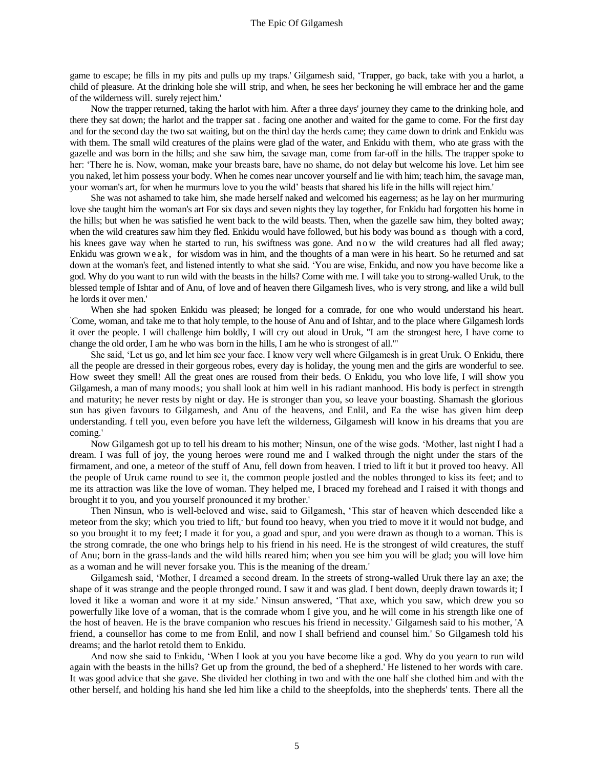game to escape; he fills in my pits and pulls up my traps.' Gilgamesh said, 'Trapper, go back, take with you a harlot, a child of pleasure. At the drinking hole she will strip, and when, he sees her beckoning he will embrace her and the game of the wilderness will. surely reject him.'

Now the trapper returned, taking the harlot with him. After a three days' journey they came to the drinking hole, and there they sat down; the harlot and the trapper sat . facing one another and waited for the game to come. For the first day and for the second day the two sat waiting, but on the third day the herds came; they came down to drink and Enkidu was with them. The small wild creatures of the plains were glad of the water, and Enkidu with them, who ate grass with the gazelle and was born in the hills; and she saw him, the savage man, come from far-off in the hills. The trapper spoke to her: 'There he is. Now, woman, make your breasts bare, have no shame, do not delay but welcome his love. Let him see you naked, let him possess your body. When he comes near uncover yourself and lie with him; teach him, the savage man, your woman's art, for when he murmurs love to you the wild' beasts that shared his life in the hills will reject him.'

She was not ashamed to take him, she made herself naked and welcomed his eagerness; as he lay on her murmuring love she taught him the woman's art For six days and seven nights they lay together, for Enkidu had forgotten his home in the hills; but when he was satisfied he went back to the wild beasts. Then, when the gazelle saw him, they bolted away; when the wild creatures saw him they fled. Enkidu would have followed, but his body was bound as though with a cord, his knees gave way when he started to run, his swiftness was gone. And now the wild creatures had all fled away; Enkidu was grown weak, for wisdom was in him, and the thoughts of a man were in his heart. So he returned and sat down at the woman's feet, and listened intently to what she said. 'You are wise, Enkidu, and now you have become like a god. Why do you want to run wild with the beasts in the hills? Come with me. I will take you to strong-walled Uruk, to the blessed temple of Ishtar and of Anu, of love and of heaven there Gilgamesh lives, who is very strong, and like a wild bull he lords it over men.'

When she had spoken Enkidu was pleased; he longed for a comrade, for one who would understand his heart. 'Come, woman, and take me to that holy temple, to the house of Anu and of Ishtar, and to the place where Gilgamesh lords it over the people. I will challenge him boldly, I will cry out aloud in Uruk, "I am the strongest here, I have come to change the old order, I am he who was born in the hills, I am he who is strongest of all."'

She said, 'Let us go, and let him see your face. I know very well where Gilgamesh is in great Uruk. O Enkidu, there all the people are dressed in their gorgeous robes, every day is holiday, the young men and the girls are wonderful to see. How sweet they smell! All the great ones are roused from their beds. O Enkidu, you who love life, I will show you Gilgamesh, a man of many moods; you shall look at him well in his radiant manhood. His body is perfect in strength and maturity; he never rests by night or day. He is stronger than you, so leave your boasting. Shamash the glorious sun has given favours to Gilgamesh, and Anu of the heavens, and Enlil, and Ea the wise has given him deep understanding. f tell you, even before you have left the wilderness, Gilgamesh will know in his dreams that you are coming.'

Now Gilgamesh got up to tell his dream to his mother; Ninsun, one of the wise gods. 'Mother, last night I had a dream. I was full of joy, the young heroes were round me and I walked through the night under the stars of the firmament, and one, a meteor of the stuff of Anu, fell down from heaven. I tried to lift it but it proved too heavy. All the people of Uruk came round to see it, the common people jostled and the nobles thronged to kiss its feet; and to me its attraction was like the love of woman. They helped me, I braced my forehead and I raised it with thongs and brought it to you, and you yourself pronounced it my brother.'

Then Ninsun, who is well-beloved and wise, said to Gilgamesh, 'This star of heaven which descended like a meteor from the sky; which you tried to lift, but found too heavy, when you tried to move it it would not budge, and so you brought it to my feet; I made it for you, a goad and spur, and you were drawn as though to a woman. This is the strong comrade, the one who brings help to his friend in his need. He is the strongest of wild creatures, the stuff of Anu; born in the grass-lands and the wild hills reared him; when you see him you will be glad; you will love him as a woman and he will never forsake you. This is the meaning of the dream.'

Gilgamesh said, 'Mother, I dreamed a second dream. In the streets of strong-walled Uruk there lay an axe; the shape of it was strange and the people thronged round. I saw it and was glad. I bent down, deeply drawn towards it; I loved it like a woman and wore it at my side.' Ninsun answered, 'That axe, which you saw, which drew you so powerfully like love of a woman, that is the comrade whom I give you, and he will come in his strength like one of the host of heaven. He is the brave companion who rescues his friend in necessity.' Gilgamesh said to his mother, 'A friend, a counsellor has come to me from Enlil, and now I shall befriend and counsel him.' So Gilgamesh told his dreams; and the harlot retold them to Enkidu.

And now she said to Enkidu, 'When I look at you you have become like a god. Why do you yearn to run wild again with the beasts in the hills? Get up from the ground, the bed of a shepherd.' He listened to her words with care. It was good advice that she gave. She divided her clothing in two and with the one half she clothed him and with the other herself, and holding his hand she led him like a child to the sheepfolds, into the shepherds' tents. There all the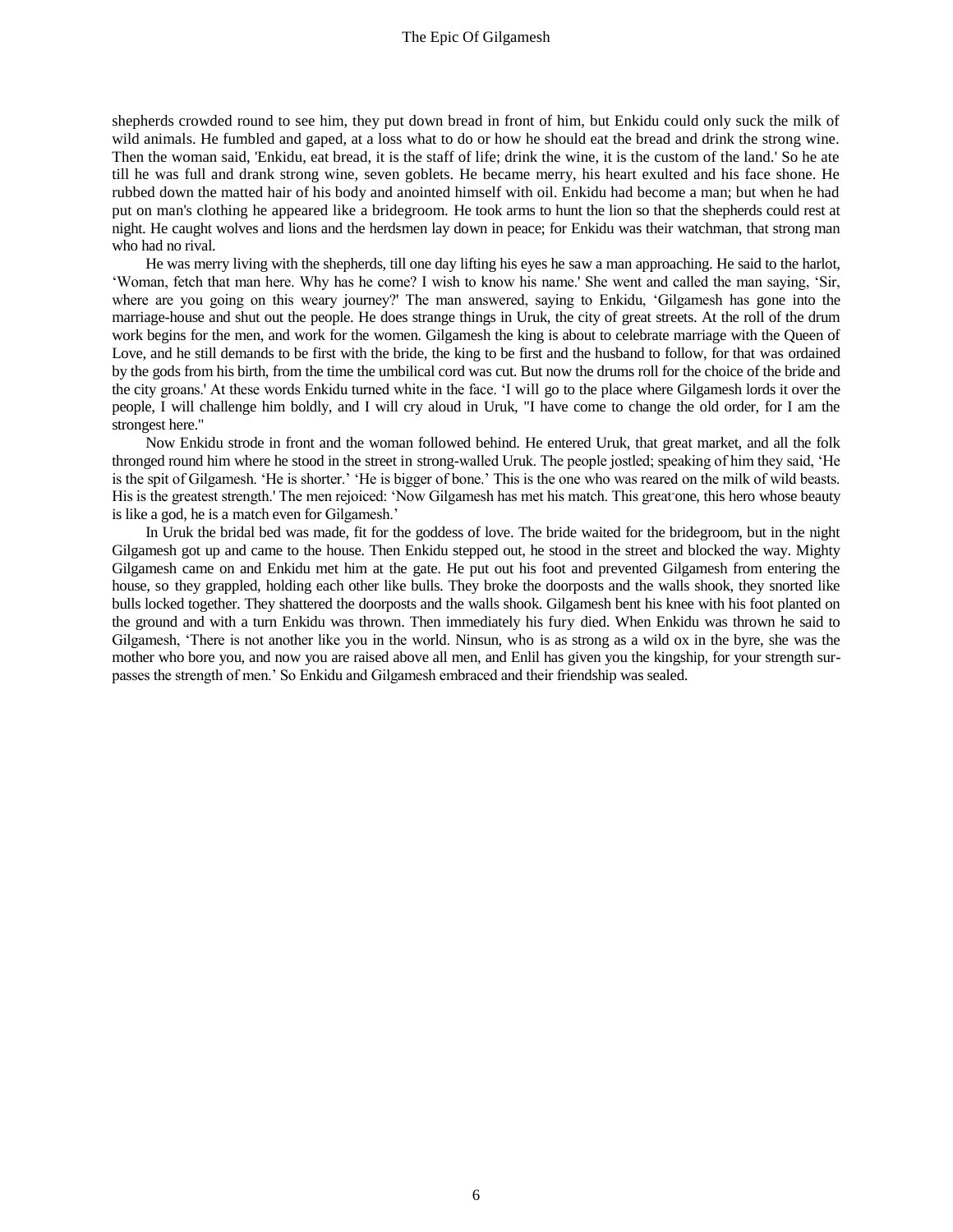shepherds crowded round to see him, they put down bread in front of him, but Enkidu could only suck the milk of wild animals. He fumbled and gaped, at a loss what to do or how he should eat the bread and drink the strong wine. Then the woman said, 'Enkidu, eat bread, it is the staff of life; drink the wine, it is the custom of the land.' So he ate till he was full and drank strong wine, seven goblets. He became merry, his heart exulted and his face shone. He rubbed down the matted hair of his body and anointed himself with oil. Enkidu had become a man; but when he had put on man's clothing he appeared like a bridegroom. He took arms to hunt the lion so that the shepherds could rest at night. He caught wolves and lions and the herdsmen lay down in peace; for Enkidu was their watchman, that strong man who had no rival.

He was merry living with the shepherds, till one day lifting his eyes he saw a man approaching. He said to the harlot, 'Woman, fetch that man here. Why has he come? I wish to know his name.' She went and called the man saying, 'Sir, where are you going on this weary journey?' The man answered, saying to Enkidu, 'Gilgamesh has gone into the marriage-house and shut out the people. He does strange things in Uruk, the city of great streets. At the roll of the drum work begins for the men, and work for the women. Gilgamesh the king is about to celebrate marriage with the Queen of Love, and he still demands to be first with the bride, the king to be first and the husband to follow, for that was ordained by the gods from his birth, from the time the umbilical cord was cut. But now the drums roll for the choice of the bride and the city groans.' At these words Enkidu turned white in the face. 'I will go to the place where Gilgamesh lords it over the people, I will challenge him boldly, and I will cry aloud in Uruk, "I have come to change the old order, for I am the strongest here."

Now Enkidu strode in front and the woman followed behind. He entered Uruk, that great market, and all the folk thronged round him where he stood in the street in strong-walled Uruk. The people jostled; speaking of him they said, 'He is the spit of Gilgamesh. 'He is shorter.' 'He is bigger of bone.' This is the one who was reared on the milk of wild beasts. His is the greatest strength.' The men rejoiced: 'Now Gilgamesh has met his match. This great one, this hero whose beauty is like a god, he is a match even for Gilgamesh.'

In Uruk the bridal bed was made, fit for the goddess of love. The bride waited for the bridegroom, but in the night Gilgamesh got up and came to the house. Then Enkidu stepped out, he stood in the street and blocked the way. Mighty Gilgamesh came on and Enkidu met him at the gate. He put out his foot and prevented Gilgamesh from entering the house, so they grappled, holding each other like bulls. They broke the doorposts and the walls shook, they snorted like bulls locked together. They shattered the doorposts and the walls shook. Gilgamesh bent his knee with his foot planted on the ground and with a turn Enkidu was thrown. Then immediately his fury died. When Enkidu was thrown he said to Gilgamesh, 'There is not another like you in the world. Ninsun, who is as strong as a wild ox in the byre, she was the mother who bore you, and now you are raised above all men, and Enlil has given you the kingship, for your strength surpasses the strength of men.' So Enkidu and Gilgamesh embraced and their friendship was sealed.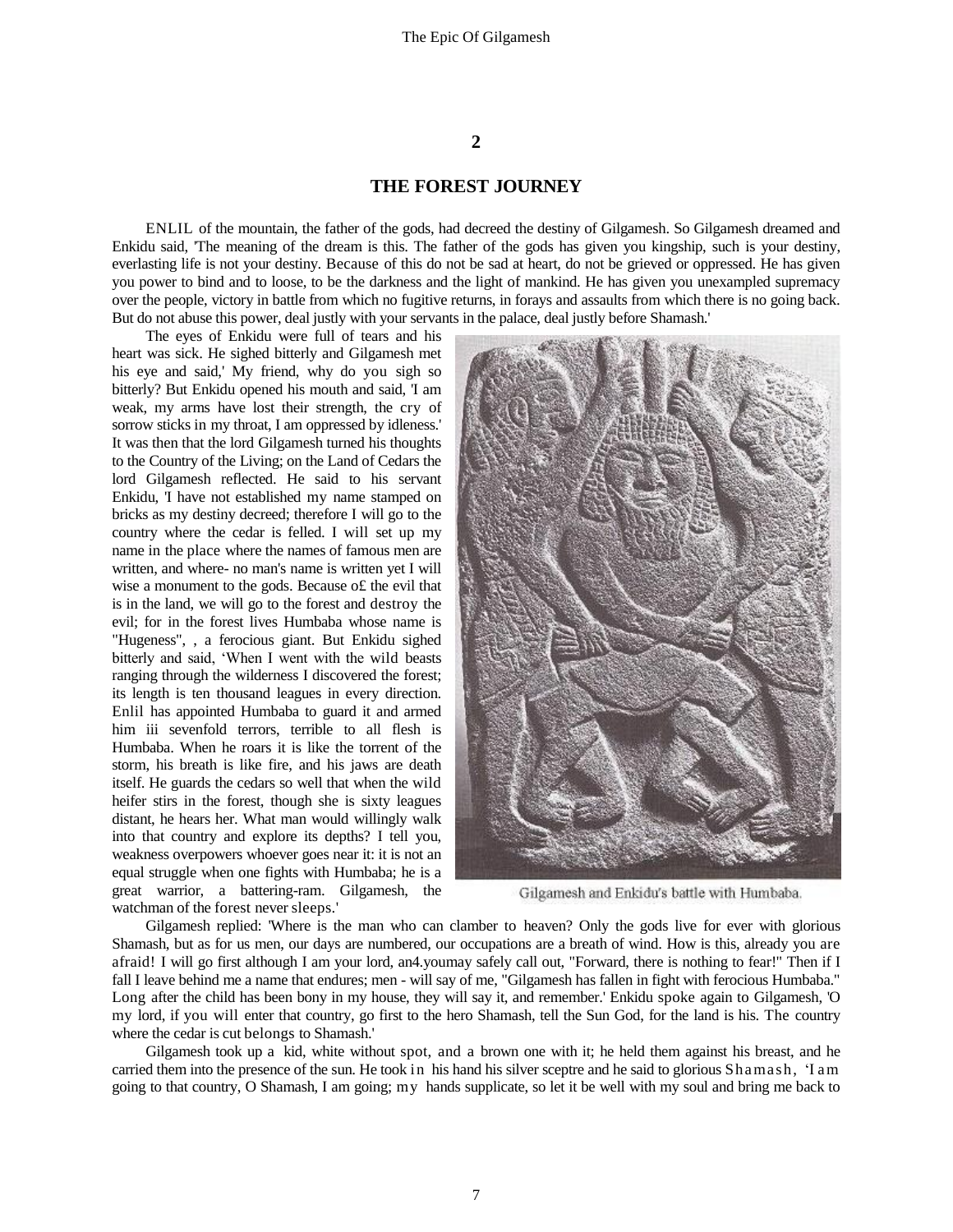## 2

## THE FOREST JOURNEY

ENLIL of the mountain, the father of the gods, had decreed the destiny of Gilgamesh. So Gilgamesh dreamed and Enkidu said, 'The meaning of the dream is this. The father of the gods has given you kingship, such is your destiny, everlasting life is not your destiny. Because of this do not be sad at heart, do not be grieved or oppressed. He has given you power to bind and to loose, to be the darkness and the light of mankind. He has given you unexampled supremacy over the people, victory in battle from which no fugitive returns, in forays and assaults from which there is no going back. But do not abuse this power, deal justly with your servants in the palace, deal justly before Shamash.'

The eyes of Enkidu were full of tears and his heart was sick. He sighed bitterly and Gilgamesh met his eye and said,' My friend, why do you sigh so bitterly? But Enkidu opened his mouth and said, 'I am weak, my arms have lost their strength, the cry of sorrow sticks in my throat, I am oppressed by idleness.' It was then that the lord Gilgamesh turned his thoughts to the Country of the Living; on the Land of Cedars the lord Gilgamesh reflected. He said to his servant Enkidu, 'I have not established my name stamped on bricks as my destiny decreed; therefore I will go to the country where the cedar is felled. I will set up my name in the place where the names of famous men are written, and where- no man's name is written yet I will wise a monument to the gods. Because o£ the evil that is in the land, we will go to the forest and destroy the evil; for in the forest lives Humbaba whose name is "Hugeness", , a ferocious giant. But Enkidu sighed bitterly and said, 'When I went with the wild beasts ranging through the wilderness I discovered the forest; its length is ten thousand leagues in every direction. Enlil has appointed Humbaba to guard it and armed him iii sevenfold terrors, terrible to all flesh is Humbaba. When he roars it is like the torrent of the storm, his breath is like fire, and his jaws are death itself. He guards the cedars so well that when the wild heifer stirs in the forest, though she is sixty leagues distant, he hears her. What man would willingly walk into that country and explore its depths? I tell you, weakness overpowers whoever goes near it: it is not an equal struggle when one fights with Humbaba; he is a great warrior, a battering-ram. Gilgamesh, the watchman of the forest never sleeps.'

Gilgamesh and Enkidu's battle with Humbaba.

Gilgamesh replied: 'Where is the man who can clamber to heaven? Only the gods live for ever with glorious Shamash, but as for us men, our days are numbered, our occupations are a breath of wind. How is this, already you are afraid! I will go first although I am your lord, an4.youmay safely call out, "Forward, there is nothing to fear!" Then if I fall I leave behind me a name that endures; men - will say of me, "Gilgamesh has fallen in fight with ferocious Humbaba." Long after the child has been bony in my house, they will say it, and remember.' Enkidu spoke again to Gilgamesh, 'O my lord, if you will enter that country, go first to the hero Shamash, tell the Sun God, for the land is his. The country where the cedar is cut belongs to Shamash.'

Gilgamesh took up a kid, white without spot, and a brown one with it; he held them against his breast, and he carried them into the presence of the sun. He took in his hand his silver sceptre and he said to glorious Shamash, 'I am going to that country, O Shamash, I am going; my hands supplicate, so let it be well with my soul and bring me back to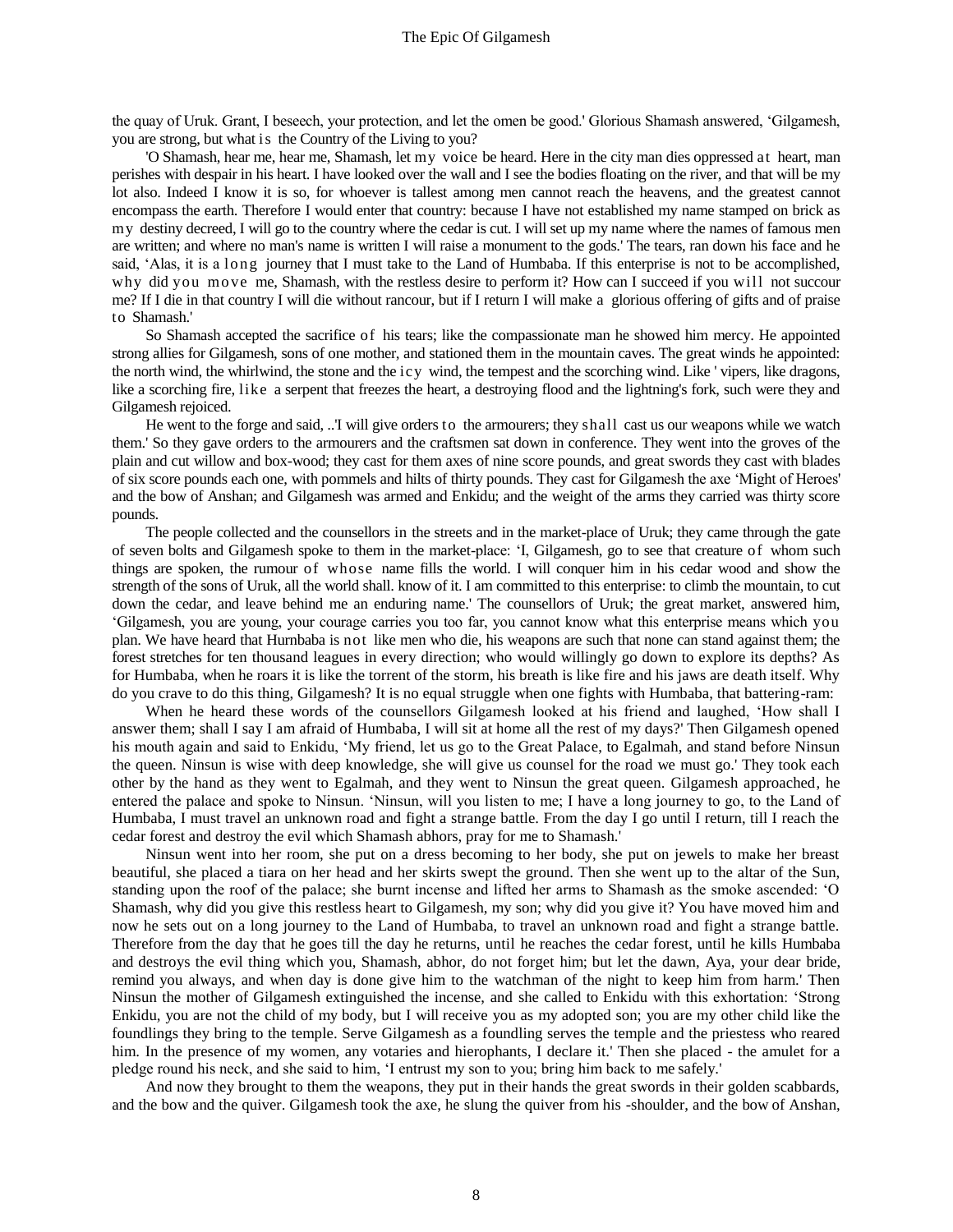the quay of Uruk. Grant, I beseech, your protection, and let the omen be good.' Glorious Shamash answered, 'Gilgamesh, you are strong, but what is the Country of the Living to you?

'O Shamash, hear me, hear me, Shamash, let my voice be heard. Here in the city man dies oppressed at heart, man perishes with despair in his heart. I have looked over the wall and I see the bodies floating on the river, and that will be my lot also. Indeed I know it is so, for whoever is tallest among men cannot reach the heavens, and the greatest cannot encompass the earth. Therefore I would enter that country: because I have not established my name stamped on brick as my destiny decreed, I will go to the country where the cedar is cut. I will set up my name where the names of famous men are written; and where no man's name is written I will raise a monument to the gods.' The tears, ran down his face and he said, 'Alas, it is a long journey that I must take to the Land of Humbaba. If this enterprise is not to be accomplished, why did you move me, Shamash, with the restless desire to perform it? How can I succeed if you will not succour me? If I die in that country I will die without rancour, but if I return I will make a glorious offering of gifts and of praise to Shamash.'

So Shamash accepted the sacrifice of his tears; like the compassionate man he showed him mercy. He appointed strong allies for Gilgamesh, sons of one mother, and stationed them in the mountain caves. The great winds he appointed: the north wind, the whirlwind, the stone and the icy wind, the tempest and the scorching wind. Like ' vipers, like dragons, like a scorching fire, like a serpent that freezes the heart, a destroying flood and the lightning's fork, such were they and Gilgamesh rejoiced.

He went to the forge and said, ..'I will give orders to the armourers; they shall cast us our weapons while we watch them.' So they gave orders to the armourers and the craftsmen sat down in conference. They went into the groves of the plain and cut willow and box-wood; they cast for them axes of nine score pounds, and great swords they cast with blades of six score pounds each one, with pommels and hilts of thirty pounds. They cast for Gilgamesh the axe 'Might of Heroes' and the bow of Anshan; and Gilgamesh was armed and Enkidu; and the weight of the arms they carried was thirty score pounds.

The people collected and the counsellors in the streets and in the market-place of Uruk; they came through the gate of seven bolts and Gilgamesh spoke to them in the market-place: 'I, Gilgamesh, go to see that creature of whom such things are spoken, the rumour of whose name fills the world. I will conquer him in his cedar wood and show the strength of the sons of Uruk, all the world shall. know of it. I am committed to this enterprise: to climb the mountain, to cut down the cedar, and leave behind me an enduring name.' The counsellors of Uruk; the great market, answered him, 'Gilgamesh, you are young, your courage carries you too far, you cannot know what this enterprise means which you plan. We have heard that Hurnbaba is not like men who die, his weapons are such that none can stand against them; the forest stretches for ten thousand leagues in every direction; who would willingly go down to explore its depths? As for Humbaba, when he roars it is like the torrent of the storm, his breath is like fire and his jaws are death itself. Why do you crave to do this thing, Gilgamesh? It is no equal struggle when one fights with Humbaba, that battering-ram:

When he heard these words of the counsellors Gilgamesh looked at his friend and laughed, 'How shall I answer them; shall I say I am afraid of Humbaba, I will sit at home all the rest of my days?' Then Gilgamesh opened his mouth again and said to Enkidu, 'My friend, let us go to the Great Palace, to Egalmah, and stand before Ninsun the queen. Ninsun is wise with deep knowledge, she will give us counsel for the road we must go.' They took each other by the hand as they went to Egalmah, and they went to Ninsun the great queen. Gilgamesh approached, he entered the palace and spoke to Ninsun. 'Ninsun, will you listen to me; I have a long journey to go, to the Land of Humbaba, I must travel an unknown road and fight a strange battle. From the day I go until I return, till I reach the cedar forest and destroy the evil which Shamash abhors, pray for me to Shamash.'

Ninsun went into her room, she put on a dress becoming to her body, she put on jewels to make her breast beautiful, she placed a tiara on her head and her skirts swept the ground. Then she went up to the altar of the Sun, standing upon the roof of the palace; she burnt incense and lifted her arms to Shamash as the smoke ascended: 'O Shamash, why did you give this restless heart to Gilgamesh, my son; why did you give it? You have moved him and now he sets out on a long journey to the Land of Humbaba, to travel an unknown road and fight a strange battle. Therefore from the day that he goes till the day he returns, until he reaches the cedar forest, until he kills Humbaba and destroys the evil thing which you, Shamash, abhor, do not forget him; but let the dawn, Aya, your dear bride, remind you always, and when day is done give him to the watchman of the night to keep him from harm.' Then Ninsun the mother of Gilgamesh extinguished the incense, and she called to Enkidu with this exhortation: 'Strong Enkidu, you are not the child of my body, but I will receive you as my adopted son; you are my other child like the foundlings they bring to the temple. Serve Gilgamesh as a foundling serves the temple and the priestess who reared him. In the presence of my women, any votaries and hierophants, I declare it.' Then she placed - the amulet for a pledge round his neck, and she said to him, 'I entrust my son to you; bring him back to me safely.'

And now they brought to them the weapons, they put in their hands the great swords in their golden scabbards, and the bow and the quiver. Gilgamesh took the axe, he slung the quiver from his -shoulder, and the bow of Anshan,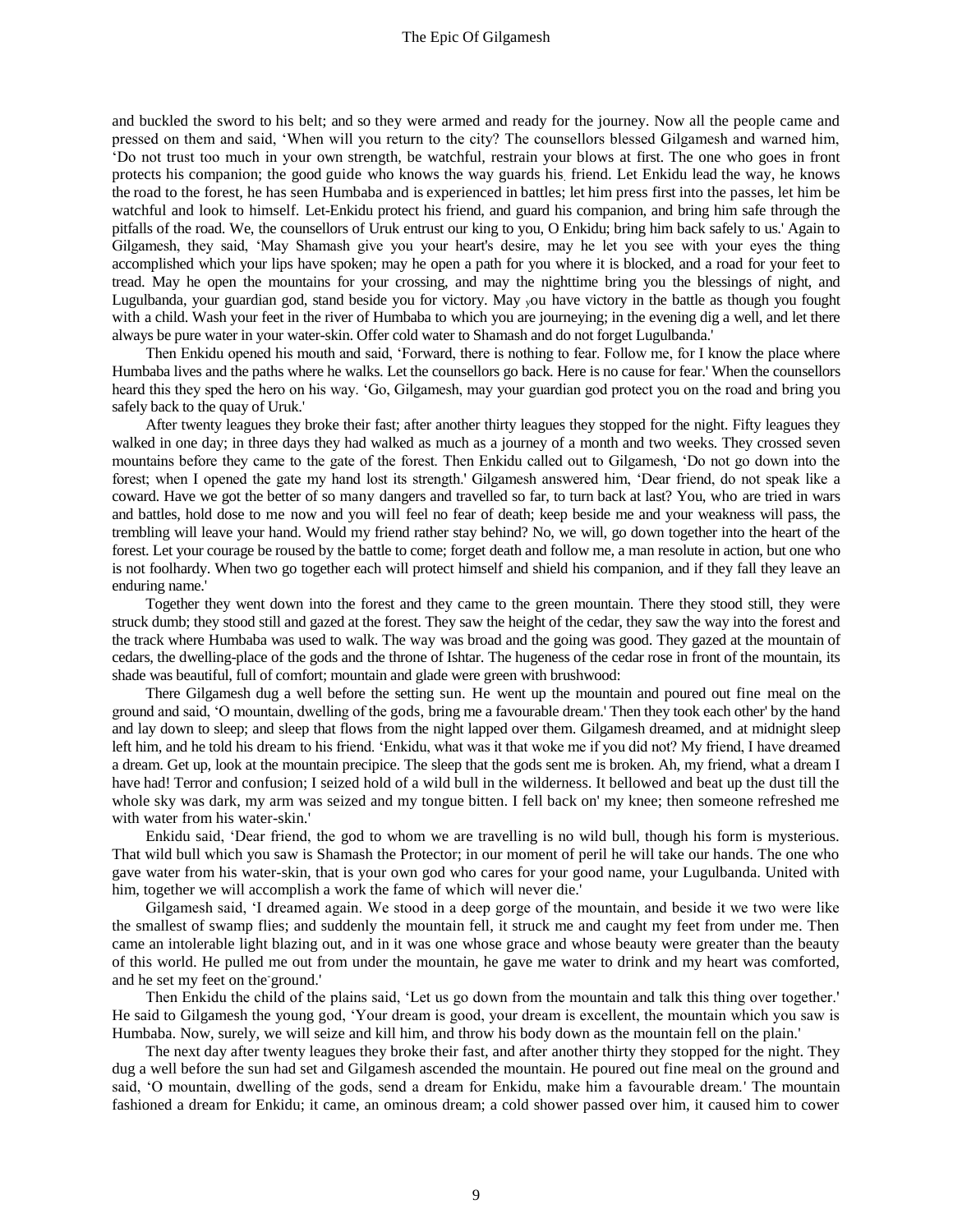and buckled the sword to his belt; and so they were armed and ready for the journey. Now all the people came and pressed on them and said, ‘When will you return to the city? The counsellors blessed Gilgamesh and warned him, ‘Do not trust too much in your own strength, be watchful, restrain your blows at first. The one who goes in front protects his companion; the good guide who knows the way guards his friend. Let Enkidu lead the way, he knows the road to the forest, he has seen Humbaba and is experienced in battles; let him press first into the passes, let him be watchful and look to himself. Let-Enkidu protect his friend, and guard his companion, and bring him safe through the pitfalls of the road. We, the counsellors of Uruk entrust our king to you, O Enkidu; bring him back safely to us.' Again to Gilgamesh, they said, ‘May Shamash give you your heart's desire, may he let you see with your eyes the thing accomplished which your lips have spoken; may he open a path for you where it is blocked, and a road for your feet to tread. May he open the mountains for your crossing, and may the nighttime bring you the blessings of night, and Lugulbanda, your guardian god, stand beside you for victory. May you have victory in the battle as though you fought with a child. Wash your feet in the river of Humbaba to which you are journeying; in the evening dig a well, and let there always be pure water in your water-skin. Offer cold water to Shamash and do not forget Lugulbanda.'

Then Enkidu opened his mouth and said, ‘Forward, there is nothing to fear. Follow me, for I know the place where Humbaba lives and the paths where he walks. Let the counsellors go back. Here is no cause for fear.' When the counsellors heard this they sped the hero on his way. ‘Go, Gilgamesh, may your guardian god protect you on the road and bring you safely back to the quay of Uruk.'

After twenty leagues they broke their fast; after another thirty leagues they stopped for the night. Fifty leagues they walked in one day; in three days they had walked as much as a journey of a month and two weeks. They crossed seven mountains before they came to the gate of the forest. Then Enkidu called out to Gilgamesh, ‘Do not go down into the forest; when I opened the gate my hand lost its strength.' Gilgamesh answered him, ‘Dear friend, do not speak like a coward. Have we got the better of so many dangers and travelled so far, to turn back at last? You, who are tried in wars and battles, hold dose to me now and you will feel no fear of death; keep beside me and your weakness will pass, the trembling will leave your hand. Would my friend rather stay behind? No, we will, go down together into the heart of the forest. Let your courage be roused by the battle to come; forget death and follow me, a man resolute in action, but one who is not foolhardy. When two go together each will protect himself and shield his companion, and if they fall they leave an enduring name.'

Together they went down into the forest and they came to the green mountain. There they stood still, they were struck dumb; they stood still and gazed at the forest. They saw the height of the cedar, they saw the way into the forest and the track where Humbaba was used to walk. The way was broad and the going was good. They gazed at the mountain of cedars, the dwelling-place of the gods and the throne of Ishtar. The hugeness of the cedar rose in front of the mountain, its shade was beautiful, full of comfort; mountain and glade were green with brushwood:

There Gilgamesh dug a well before the setting sun. He went up the mountain and poured out fine meal on the ground and said, ‘O mountain, dwelling of the gods, bring me a favourable dream.' Then they took each other' by the hand and lay down to sleep; and sleep that flows from the night lapped over them. Gilgamesh dreamed, and at midnight sleep left him, and he told his dream to his friend. ‘Enkidu, what was it that woke me if you did not? My friend, I have dreamed a dream. Get up, look at the mountain precipice. The sleep that the gods sent me is broken. Ah, my friend, what a dream I have had! Terror and confusion; I seized hold of a wild bull in the wilderness. It bellowed and beat up the dust till the whole sky was dark, my arm was seized and my tongue bitten. I fell back on' my knee; then someone refreshed me with water from his water-skin.'

Enkidu said, ‘Dear friend, the god to whom we are travelling is no wild bull, though his form is mysterious. That wild bull which you saw is Shamash the Protector; in our moment of peril he will take our hands. The one who gave water from his water-skin, that is your own god who cares for your good name, your Lugulbanda. United with him, together we will accomplish a work the fame of which will never die.'

Gilgamesh said, ‘I dreamed again. We stood in a deep gorge of the mountain, and beside it we two were like the smallest of swamp flies; and suddenly the mountain fell, it struck me and caught my feet from under me. Then came an intolerable light blazing out, and in it was one whose grace and whose beauty were greater than the beauty of this world. He pulled me out from under the mountain, he gave me water to drink and my heart was comforted, and he set my feet on the ground.'

Then Enkidu the child of the plains said, ‘Let us go down from the mountain and talk this thing over together.' He said to Gilgamesh the young god, ‘Your dream is good, your dream is excellent, the mountain which you saw is Humbaba. Now, surely, we will seize and kill him, and throw his body down as the mountain fell on the plain.'

The next day after twenty leagues they broke their fast, and after another thirty they stopped for the night. They dug a well before the sun had set and Gilgamesh ascended the mountain. He poured out fine meal on the ground and said, ‘O mountain, dwelling of the gods, send a dream for Enkidu, make him a favourable dream.' The mountain fashioned a dream for Enkidu; it came, an ominous dream; a cold shower passed over him, it caused him to cower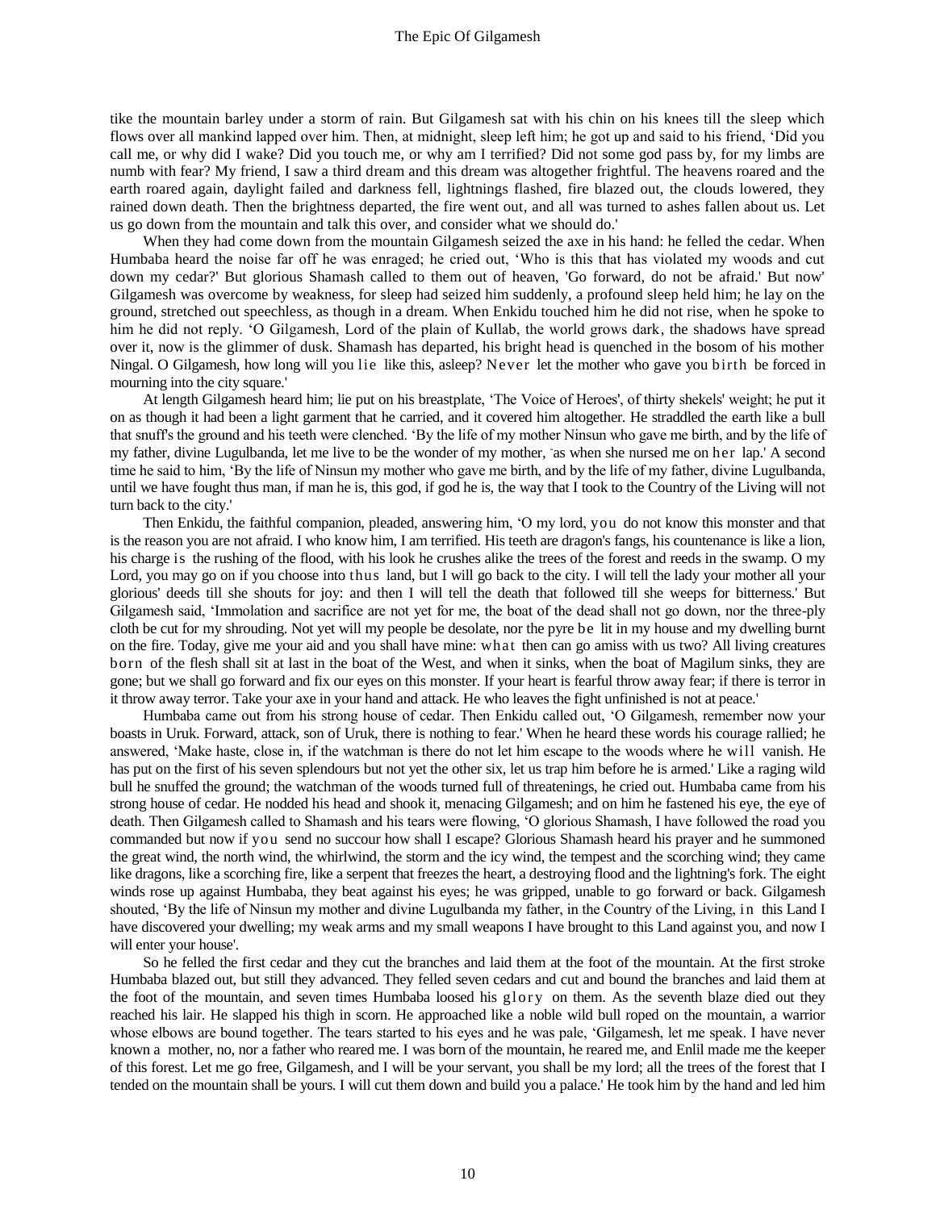tike the mountain barley under a storm of rain. But Gilgamesh sat with his chin on his knees till the sleep which flows over all mankind lapped over him. Then, at midnight, sleep left him; he got up and said to his friend, 'Did you call me, or why did I wake? Did you touch me, or why am I terrified? Did not some god pass by, for my limbs are numb with fear? My friend, I saw a third dream and this dream was altogether frightful. The heavens roared and the earth roared again, daylight failed and darkness fell, lightnings flashed, fire blazed out, the clouds lowered, they rained down death. Then the brightness departed, the fire went out, and all was turned to ashes fallen about us. Let us go down from the mountain and talk this over, and consider what we should do.'

When they had come down from the mountain Gilgamesh seized the axe in his hand: he felled the cedar. When Humbaba heard the noise far off he was enraged; he cried out, 'Who is this that has violated my woods and cut down my cedar?' But glorious Shamash called to them out of heaven, 'Go forward, do not be afraid.' But now' Gilgamesh was overcome by weakness, for sleep had seized him suddenly, a profound sleep held him; he lay on the ground, stretched out speechless, as though in a dream. When Enkidu touched him he did not rise, when he spoke to him he did not reply. 'O Gilgamesh, Lord of the plain of Kullab, the world grows dark, the shadows have spread over it, now is the glimmer of dusk. Shamash has departed, his bright head is quenched in the bosom of his mother Ningal. O Gilgamesh, how long will you lie like this, asleep? Never let the mother who gave you birth be forced in mourning into the city square.'

At length Gilgamesh heard him; lie put on his breastplate, 'The Voice of Heroes', of thirty shekels' weight; he put it on as though it had been a light garment that he carried, and it covered him altogether. He straddled the earth like a bull that snuff's the ground and his teeth were clenched. 'By the life of my mother Ninsun who gave me birth, and by the life of my father, divine Lugulbanda, let me live to be the wonder of my mother, as when she nursed me on her lap.' A second time he said to him, 'By the life of Ninsun my mother who gave me birth, and by the life of my father, divine Lugulbanda, until we have fought thus man, if man he is, this god, if god he is, the way that I took to the Country of the Living will not turn back to the city.'

Then Enkidu, the faithful companion, pleaded, answering him, 'O my lord, you do not know this monster and that is the reason you are not afraid. I who know him, I am terrified. His teeth are dragon's fangs, his countenance is like a lion, his charge is the rushing of the flood, with his look he crushes alike the trees of the forest and reeds in the swamp. O my Lord, you may go on if you choose into thus land, but I will go back to the city. I will tell the lady your mother all your glorious' deeds till she shouts for joy: and then I will tell the death that followed till she weeps for bitterness.' But Gilgamesh said, 'Immolation and sacrifice are not yet for me, the boat of the dead shall not go down, nor the three-ply cloth be cut for my shrouding. Not yet will my people be desolate, nor the pyre be lit in my house and my dwelling burnt on the fire. Today, give me your aid and you shall have mine: what then can go amiss with us two? All living creatures born of the flesh shall sit at last in the boat of the West, and when it sinks, when the boat of Magilum sinks, they are gone; but we shall go forward and fix our eyes on this monster. If your heart is fearful throw away fear; if there is terror in it throw away terror. Take your axe in your hand and attack. He who leaves the fight unfinished is not at peace.'

Humbaba came out from his strong house of cedar. Then Enkidu called out, 'O Gilgamesh, remember now your boasts in Uruk. Forward, attack, son of Uruk, there is nothing to fear.' When he heard these words his courage rallied; he answered, 'Make haste, close in, if the watchman is there do not let him escape to the woods where he will vanish. He has put on the first of his seven splendours but not yet the other six, let us trap him before he is armed.' Like a raging wild bull he snuffed the ground; the watchman of the woods turned full of threatenings, he cried out. Humbaba came from his strong house of cedar. He nodded his head and shook it, menacing Gilgamesh; and on him he fastened his eye, the eye of death. Then Gilgamesh called to Shamash and his tears were flowing, 'O glorious Shamash, I have followed the road you commanded but now if you send no succour how shall I escape? Glorious Shamash heard his prayer and he summoned the great wind, the north wind, the whirlwind, the storm and the icy wind, the tempest and the scorching wind; they came like dragons, like a scorching fire, like a serpent that freezes the heart, a destroying flood and the lightning's fork. The eight winds rose up against Humbaba, they beat against his eyes; he was gripped, unable to go forward or back. Gilgamesh shouted, 'By the life of Ninsun my mother and divine Lugulbanda my father, in the Country of the Living, in this Land I have discovered your dwelling; my weak arms and my small weapons I have brought to this Land against you, and now I will enter your house'.

So he felled the first cedar and they cut the branches and laid them at the foot of the mountain. At the first stroke Humbaba blazed out, but still they advanced. They felled seven cedars and cut and bound the branches and laid them at the foot of the mountain, and seven times Humbaba loosed his glory on them. As the seventh blaze died out they reached his lair. He slapped his thigh in scorn. He approached like a noble wild bull roped on the mountain, a warrior whose elbows are bound together. The tears started to his eyes and he was pale, 'Gilgamesh, let me speak. I have never known a mother, no, nor a father who reared me. I was born of the mountain, he reared me, and Enlil made me the keeper of this forest. Let me go free, Gilgamesh, and I will be your servant, you shall be my lord; all the trees of the forest that I tended on the mountain shall be yours. I will cut them down and build you a palace.' He took him by the hand and led him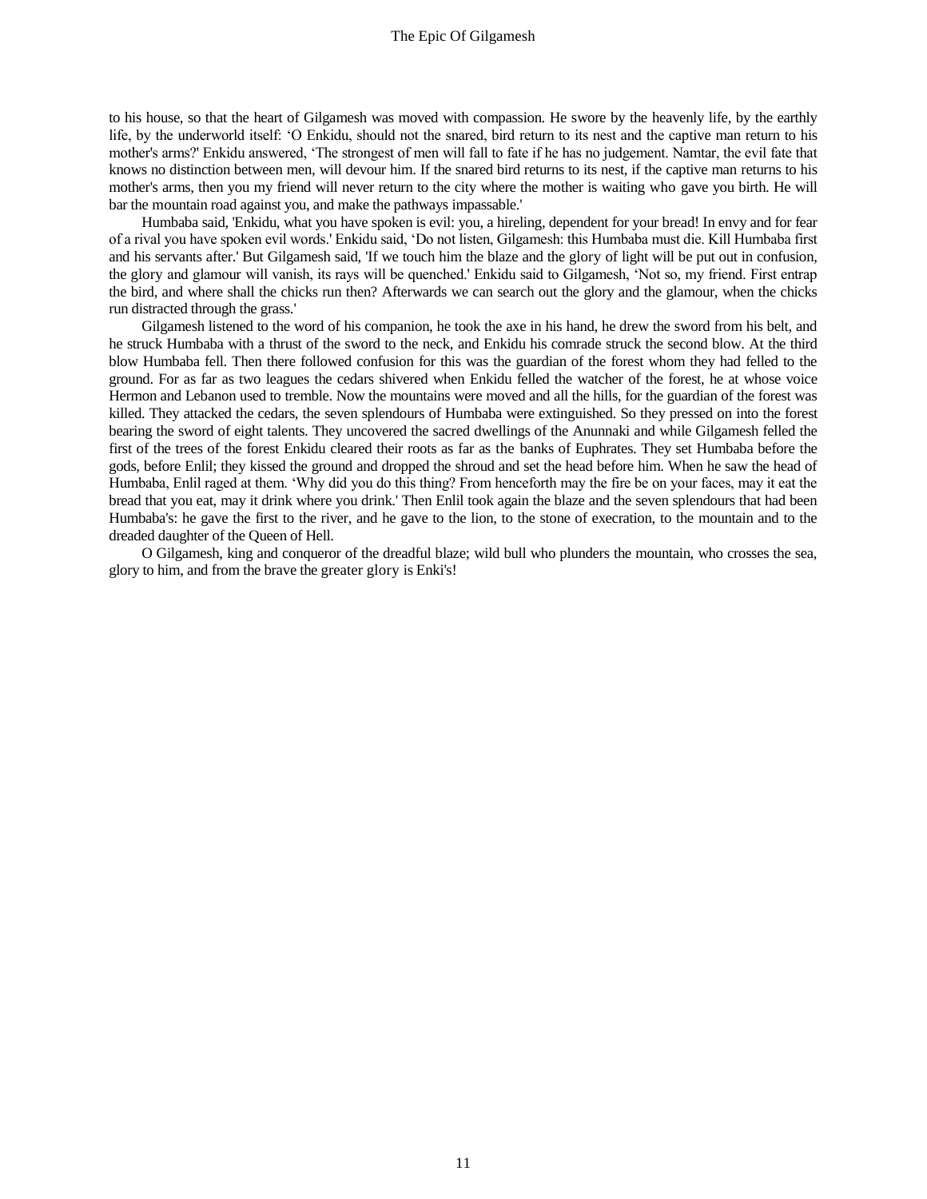to his house, so that the heart of Gilgamesh was moved with compassion. He swore by the heavenly life, by the earthly life, by the underworld itself: 'O Enkidu, should not the snared, bird return to its nest and the captive man return to his mother's arms?' Enkidu answered, 'The strongest of men will fall to fate if he has no judgement. Namtar, the evil fate that knows no distinction between men, will devour him. If the snared bird returns to its nest, if the captive man returns to his mother's arms, then you my friend will never return to the city where the mother is waiting who gave you birth. He will bar the mountain road against you, and make the pathways impassable.'

Humbaba said, 'Enkidu, what you have spoken is evil: you, a hireling, dependent for your bread! In envy and for fear of a rival you have spoken evil words.' Enkidu said, 'Do not listen, Gilgamesh: this Humbaba must die. Kill Humbaba first and his servants after.' But Gilgamesh said, 'If we touch him the blaze and the glory of light will be put out in confusion, the glory and glamour will vanish, its rays will be quenched.' Enkidu said to Gilgamesh, 'Not so, my friend. First entrap the bird, and where shall the chicks run then? Afterwards we can search out the glory and the glamour, when the chicks run distracted through the grass.'

Gilgamesh listened to the word of his companion, he took the axe in his hand, he drew the sword from his belt, and he struck Humbaba with a thrust of the sword to the neck, and Enkidu his comrade struck the second blow. At the third blow Humbaba fell. Then there followed confusion for this was the guardian of the forest whom they had felled to the ground. For as far as two leagues the cedars shivered when Enkidu felled the watcher of the forest, he at whose voice Hermon and Lebanon used to tremble. Now the mountains were moved and all the hills, for the guardian of the forest was killed. They attacked the cedars, the seven splendours of Humbaba were extinguished. So they pressed on into the forest bearing the sword of eight talents. They uncovered the sacred dwellings of the Anunnaki and while Gilgamesh felled the first of the trees of the forest Enkidu cleared their roots as far as the banks of Euphrates. They set Humbaba before the gods, before Enlil; they kissed the ground and dropped the shroud and set the head before him. When he saw the head of Humbaba, Enlil raged at them. 'Why did you do this thing? From henceforth may the fire be on your faces, may it eat the bread that you eat, may it drink where you drink.' Then Enlil took again the blaze and the seven splendours that had been Humbaba's: he gave the first to the river, and he gave to the lion, to the stone of execration, to the mountain and to the dreaded daughter of the Queen of Hell.

O Gilgamesh, king and conqueror of the dreadful blaze; wild bull who plunders the mountain, who crosses the sea, glory to him, and from the brave the greater glory is Enki's!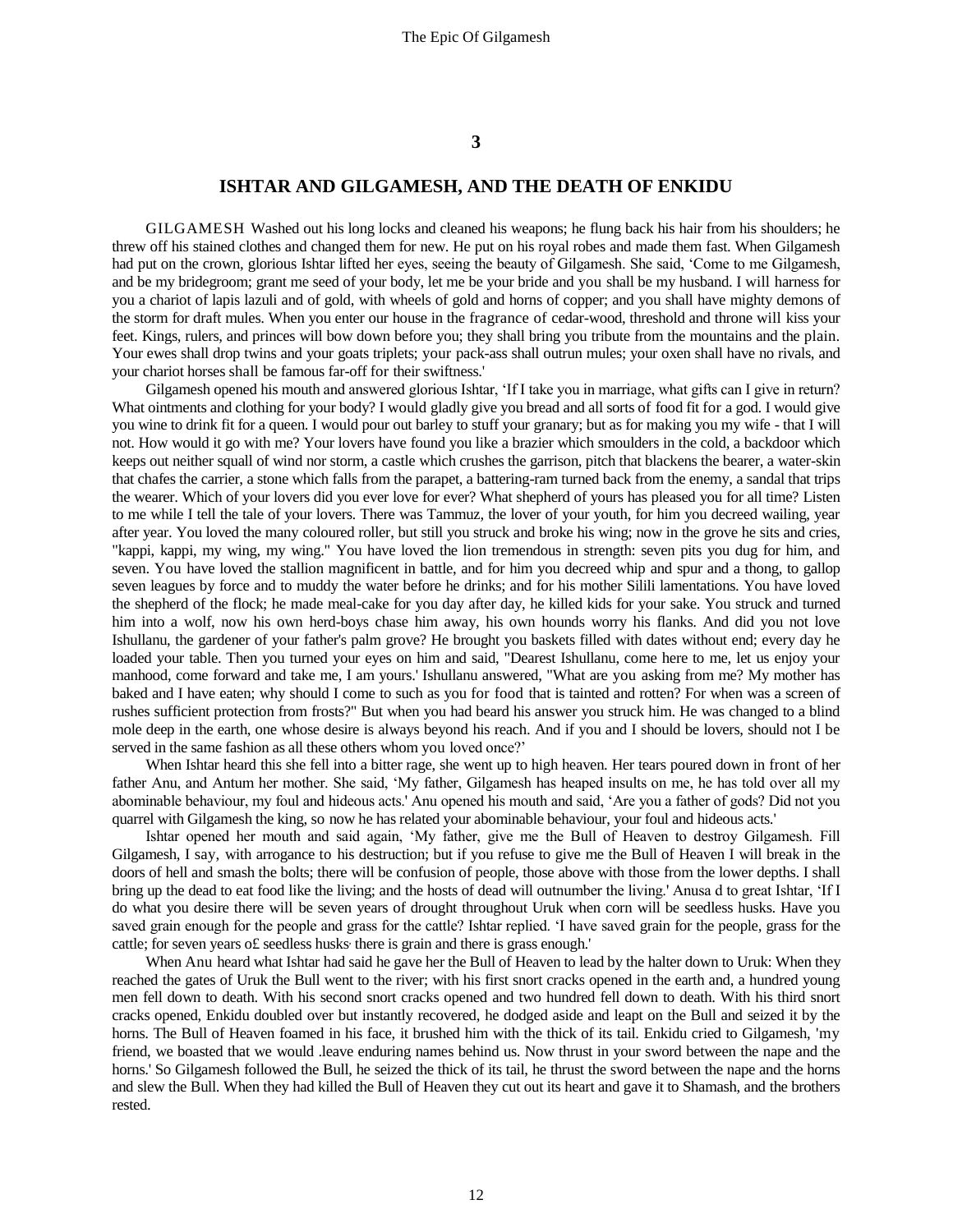## 3

## ISHTAR AND GILGAMESH, AND THE DEATH OF ENKIDU

GILGAMESH Washed out his long locks and cleaned his weapons; he flung back his hair from his shoulders; he threw off his stained clothes and changed them for new. He put on his royal robes and made them fast. When Gilgamesh had put on the crown, glorious Ishtar lifted her eyes, seeing the beauty of Gilgamesh. She said, 'Come to me Gilgamesh, and be my bridegroom; grant me seed of your body, let me be your bride and you shall be my husband. I will harness for you a chariot of lapis lazuli and of gold, with wheels of gold and horns of copper; and you shall have mighty demons of the storm for draft mules. When you enter our house in the fragrance of cedar-wood, threshold and throne will kiss your feet. Kings, rulers, and princes will bow down before you; they shall bring you tribute from the mountains and the plain. Your ewes shall drop twins and your goats triplets; your pack-ass shall outrun mules; your oxen shall have no rivals, and your chariot horses shall be famous far-off for their swiftness.'

Gilgamesh opened his mouth and answered glorious Ishtar, 'If I take you in marriage, what gifts can I give in return? What ointments and clothing for your body? I would gladly give you bread and all sorts of food fit for a god. I would give you wine to drink fit for a queen. I would pour out barley to stuff your granary; but as for making you my wife - that I will not. How would it go with me? Your lovers have found you like a brazier which smoulders in the cold, a backdoor which keeps out neither squall of wind nor storm, a castle which crushes the garrison, pitch that blackens the bearer, a water-skin that chafes the carrier, a stone which falls from the parapet, a battering-ram turned back from the enemy, a sandal that trips the wearer. Which of your lovers did you ever love for ever? What shepherd of yours has pleased you for all time? Listen to me while I tell the tale of your lovers. There was Tammuz, the lover of your youth, for him you decreed wailing, year after year. You loved the many coloured roller, but still you struck and broke his wing; now in the grove he sits and cries, "kappi, kappi, my wing, my wing." You have loved the lion tremendous in strength: seven pits you dug for him, and seven. You have loved the stallion magnificent in battle, and for him you decreed whip and spur and a thong, to gallop seven leagues by force and to muddy the water before he drinks; and for his mother Silili lamentations. You have loved the shepherd of the flock; he made meal-cake for you day after day, he killed kids for your sake. You struck and turned him into a wolf, now his own herd-boys chase him away, his own hounds worry his flanks. And did you not love Ishullanu, the gardener of your father's palm grove? He brought you baskets filled with dates without end; every day he loaded your table. Then you turned your eyes on him and said, "Dearest Ishullanu, come here to me, let us enjoy your manhood, come forward and take me, I am yours.' Ishullanu answered, "What are you asking from me? My mother has baked and I have eaten; why should I come to such as you for food that is tainted and rotten? For when was a screen of rushes sufficient protection from frosts?" But when you had beard his answer you struck him. He was changed to a blind mole deep in the earth, one whose desire is always beyond his reach. And if you and I should be lovers, should not I be served in the same fashion as all these others whom you loved once?'

When Ishtar heard this she fell into a bitter rage, she went up to high heaven. Her tears poured down in front of her father Anu, and Antum her mother. She said, 'My father, Gilgamesh has heaped insults on me, he has told over all my abominable behaviour, my foul and hideous acts.' Anu opened his mouth and said, 'Are you a father of gods? Did not you quarrel with Gilgamesh the king, so now he has related your abominable behaviour, your foul and hideous acts.'

Ishtar opened her mouth and said again, 'My father, give me the Bull of Heaven to destroy Gilgamesh. Fill Gilgamesh, I say, with arrogance to his destruction; but if you refuse to give me the Bull of Heaven I will break in the doors of hell and smash the bolts; there will be confusion of people, those above with those from the lower depths. I shall bring up the dead to eat food like the living; and the hosts of dead will outnumber the living.' Anusa d to great Ishtar, 'If I do what you desire there will be seven years of drought throughout Uruk when corn will be seedless husks. Have you saved grain enough for the people and grass for the cattle? Ishtar replied. 'I have saved grain for the people, grass for the cattle; for seven years o£ seedless husks, there is grain and there is grass enough.'

When Anu heard what Ishtar had said he gave her the Bull of Heaven to lead by the halter down to Uruk: When they reached the gates of Uruk the Bull went to the river; with his first snort cracks opened in the earth and, a hundred young men fell down to death. With his second snort cracks opened and two hundred fell down to death. With his third snort cracks opened, Enkidu doubled over but instantly recovered, he dodged aside and leapt on the Bull and seized it by the horns. The Bull of Heaven foamed in his face, it brushed him with the thick of its tail. Enkidu cried to Gilgamesh, 'my friend, we boasted that we would .leave enduring names behind us. Now thrust in your sword between the nape and the horns.' So Gilgamesh followed the Bull, he seized the thick of its tail, he thrust the sword between the nape and the horns and slew the Bull. When they had killed the Bull of Heaven they cut out its heart and gave it to Shamash, and the brothers rested.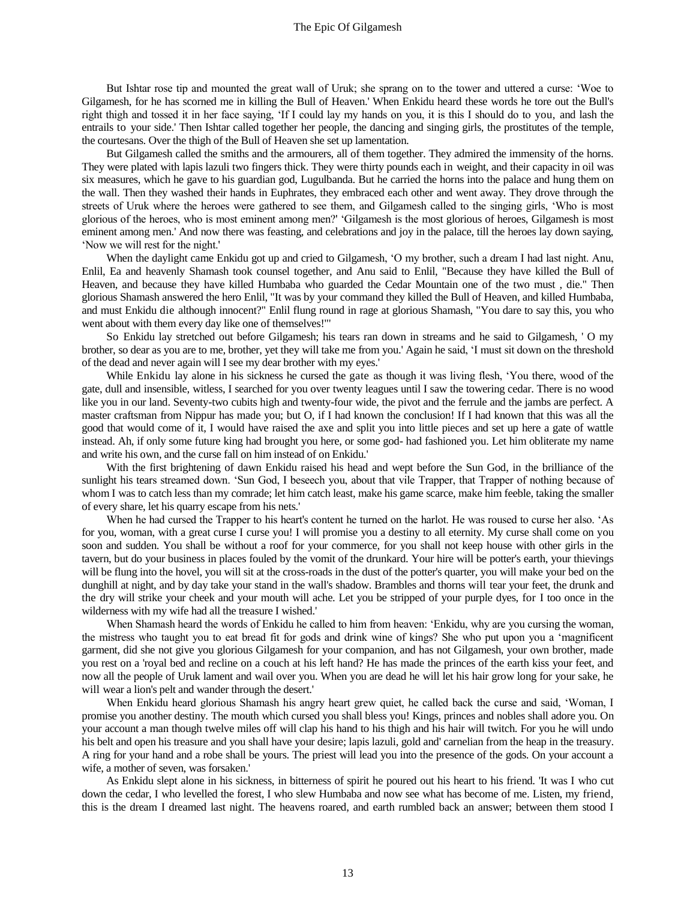But Ishtar rose tip and mounted the great wall of Uruk; she sprang on to the tower and uttered a curse: ‘Woe to Gilgamesh, for he has scorned me in killing the Bull of Heaven.' When Enkidu heard these words he tore out the Bull's right thigh and tossed it in her face saying, ‘If I could lay my hands on you, it is this I should do to you, and lash the entrails to your side.' Then Ishtar called together her people, the dancing and singing girls, the prostitutes of the temple, the courtesans. Over the thigh of the Bull of Heaven she set up lamentation.

But Gilgamesh called the smiths and the armourers, all of them together. They admired the immensity of the horns. They were plated with lapis lazuli two fingers thick. They were thirty pounds each in weight, and their capacity in oil was six measures, which he gave to his guardian god, Lugulbanda. But he carried the horns into the palace and hung them on the wall. Then they washed their hands in Euphrates, they embraced each other and went away. They drove through the streets of Uruk where the heroes were gathered to see them, and Gilgamesh called to the singing girls, ‘Who is most glorious of the heroes, who is most eminent among men?' ‘Gilgamesh is the most glorious of heroes, Gilgamesh is most eminent among men.' And now there was feasting, and celebrations and joy in the palace, till the heroes lay down saying, ‘Now we will rest for the night.'

When the daylight came Enkidu got up and cried to Gilgamesh, ‘O my brother, such a dream I had last night. Anu, Enlil, Ea and heavenly Shamash took counsel together, and Anu said to Enlil, "Because they have killed the Bull of Heaven, and because they have killed Humbaba who guarded the Cedar Mountain one of the two must , die." Then glorious Shamash answered the hero Enlil, "It was by your command they killed the Bull of Heaven, and killed Humbaba, and must Enkidu die although innocent?" Enlil flung round in rage at glorious Shamash, "You dare to say this, you who went about with them every day like one of themselves!"'

So Enkidu lay stretched out before Gilgamesh; his tears ran down in streams and he said to Gilgamesh, ' O my brother, so dear as you are to me, brother, yet they will take me from you.' Again he said, ‘I must sit down on the threshold of the dead and never again will I see my dear brother with my eyes.'

While Enkidu lay alone in his sickness he cursed the gate as though it was living flesh, ‘You there, wood of the gate, dull and insensible, witless, I searched for you over twenty leagues until I saw the towering cedar. There is no wood like you in our land. Seventy-two cubits high and twenty-four wide, the pivot and the ferrule and the jambs are perfect. A master craftsman from Nippur has made you; but O, if I had known the conclusion! If I had known that this was all the good that would come of it, I would have raised the axe and split you into little pieces and set up here a gate of wattle instead. Ah, if only some future king had brought you here, or some god- had fashioned you. Let him obliterate my name and write his own, and the curse fall on him instead of on Enkidu.'

With the first brightening of dawn Enkidu raised his head and wept before the Sun God, in the brilliance of the sunlight his tears streamed down. ‘Sun God, I beseech you, about that vile Trapper, that Trapper of nothing because of whom I was to catch less than my comrade; let him catch least, make his game scarce, make him feeble, taking the smaller of every share, let his quarry escape from his nets.'

When he had cursed the Trapper to his heart's content he turned on the harlot. He was roused to curse her also. ‘As for you, woman, with a great curse I curse you! I will promise you a destiny to all eternity. My curse shall come on you soon and sudden. You shall be without a roof for your commerce, for you shall not keep house with other girls in the tavern, but do your business in places fouled by the vomit of the drunkard. Your hire will be potter's earth, your thievings will be flung into the hovel, you will sit at the cross-roads in the dust of the potter's quarter, you will make your bed on the dunghill at night, and by day take your stand in the wall's shadow. Brambles and thorns will tear your feet, the drunk and the dry will strike your cheek and your mouth will ache. Let you be stripped of your purple dyes, for I too once in the wilderness with my wife had all the treasure I wished.'

When Shamash heard the words of Enkidu he called to him from heaven: ‘Enkidu, why are you cursing the woman, the mistress who taught you to eat bread fit for gods and drink wine of kings? She who put upon you a ‘magnificent garment, did she not give you glorious Gilgamesh for your companion, and has not Gilgamesh, your own brother, made you rest on a 'royal bed and recline on a couch at his left hand? He has made the princes of the earth kiss your feet, and now all the people of Uruk lament and wail over you. When you are dead he will let his hair grow long for your sake, he will wear a lion's pelt and wander through the desert.'

When Enkidu heard glorious Shamash his angry heart grew quiet, he called back the curse and said, ‘Woman, I promise you another destiny. The mouth which cursed you shall bless you! Kings, princes and nobles shall adore you. On your account a man though twelve miles off will clap his hand to his thigh and his hair will twitch. For you he will undo his belt and open his treasure and you shall have your desire; lapis lazuli, gold and' carnelian from the heap in the treasury. A ring for your hand and a robe shall be yours. The priest will lead you into the presence of the gods. On your account a wife, a mother of seven, was forsaken.'

As Enkidu slept alone in his sickness, in bitterness of spirit he poured out his heart to his friend. 'It was I who cut down the cedar, I who levelled the forest, I who slew Humbaba and now see what has become of me. Listen, my friend, this is the dream I dreamed last night. The heavens roared, and earth rumbled back an answer; between them stood I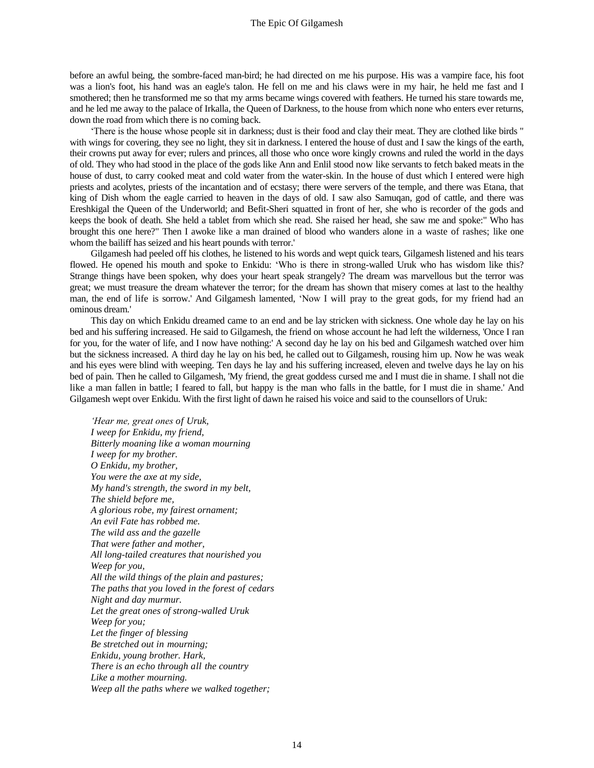before an awful being, the sombre-faced man-bird; he had directed on me his purpose. His was a vampire face, his foot was a lion's foot, his hand was an eagle's talon. He fell on me and his claws were in my hair, he held me fast and I smothered; then he transformed me so that my arms became wings covered with feathers. He turned his stare towards me, and he led me away to the palace of Irkalla, the Queen of Darkness, to the house from which none who enters ever returns, down the road from which there is no coming back.

'There is the house whose people sit in darkness; dust is their food and clay their meat. They are clothed like birds " with wings for covering, they see no light, they sit in darkness. I entered the house of dust and I saw the kings of the earth, their crowns put away for ever; rulers and princes, all those who once wore kingly crowns and ruled the world in the days of old. They who had stood in the place of the gods like Ann and Enlil stood now like servants to fetch baked meats in the house of dust, to carry cooked meat and cold water from the water-skin. In the house of dust which I entered were high priests and acolytes, priests of the incantation and of ecstasy; there were servers of the temple, and there was Etana, that king of Dish whom the eagle carried to heaven in the days of old. I saw also Samuqan, god of cattle, and there was Ereshkigal the Queen of the Underworld; and Befit-Sheri squatted in front of her, she who is recorder of the gods and keeps the book of death. She held a tablet from which she read. She raised her head, she saw me and spoke:" Who has brought this one here?" Then I awoke like a man drained of blood who wanders alone in a waste of rashes; like one whom the bailiff has seized and his heart pounds with terror.'

Gilgamesh had peeled off his clothes, he listened to his words and wept quick tears, Gilgamesh listened and his tears flowed. He opened his mouth and spoke to Enkidu: 'Who is there in strong-walled Uruk who has wisdom like this? Strange things have been spoken, why does your heart speak strangely? The dream was marvellous but the terror was great; we must treasure the dream whatever the terror; for the dream has shown that misery comes at last to the healthy man, the end of life is sorrow.' And Gilgamesh lamented, 'Now I will pray to the great gods, for my friend had an ominous dream.'

This day on which Enkidu dreamed came to an end and be lay stricken with sickness. One whole day he lay on his bed and his suffering increased. He said to Gilgamesh, the friend on whose account he had left the wilderness, 'Once I ran for you, for the water of life, and I now have nothing:' A second day he lay on his bed and Gilgamesh watched over him but the sickness increased. A third day he lay on his bed, he called out to Gilgamesh, rousing him up. Now he was weak and his eyes were blind with weeping. Ten days he lay and his suffering increased, eleven and twelve days he lay on his bed of pain. Then he called to Gilgamesh, 'My friend, the great goddess cursed me and I must die in shame. I shall not die like a man fallen in battle; I feared to fall, but happy is the man who falls in the battle, for I must die in shame.' And Gilgamesh wept over Enkidu. With the first light of dawn he raised his voice and said to the counsellors of Uruk:

*'Hear me, great ones of Uruk,*  
*I weep for Enkidu, my friend,*  
*Bitterly moaning like a woman mourning*  
*I weep for my brother.*  
*O Enkidu, my brother,*  
*You were the axe at my side,*  
*My hand's strength, the sword in my belt,*  
*The shield before me,*  
*A glorious robe, my fairest ornament;*  
*An evil Fate has robbed me.*  
*The wild ass and the gazelle*  
*That were father and mother,*  
*All long-tailed creatures that nourished you*  
*Weep for you,*  
*All the wild things of the plain and pastures;*  
*The paths that you loved in the forest of cedars*  
*Night and day murmur.*  
*Let the great ones of strong-walled Uruk*  
*Weep for you;*  
*Let the finger of blessing*  
*Be stretched out in mourning;*  
*Enkidu, young brother. Hark,*  
*There is an echo through all the country*  
*Like a mother mourning.*  
*Weep all the paths where we walked together;*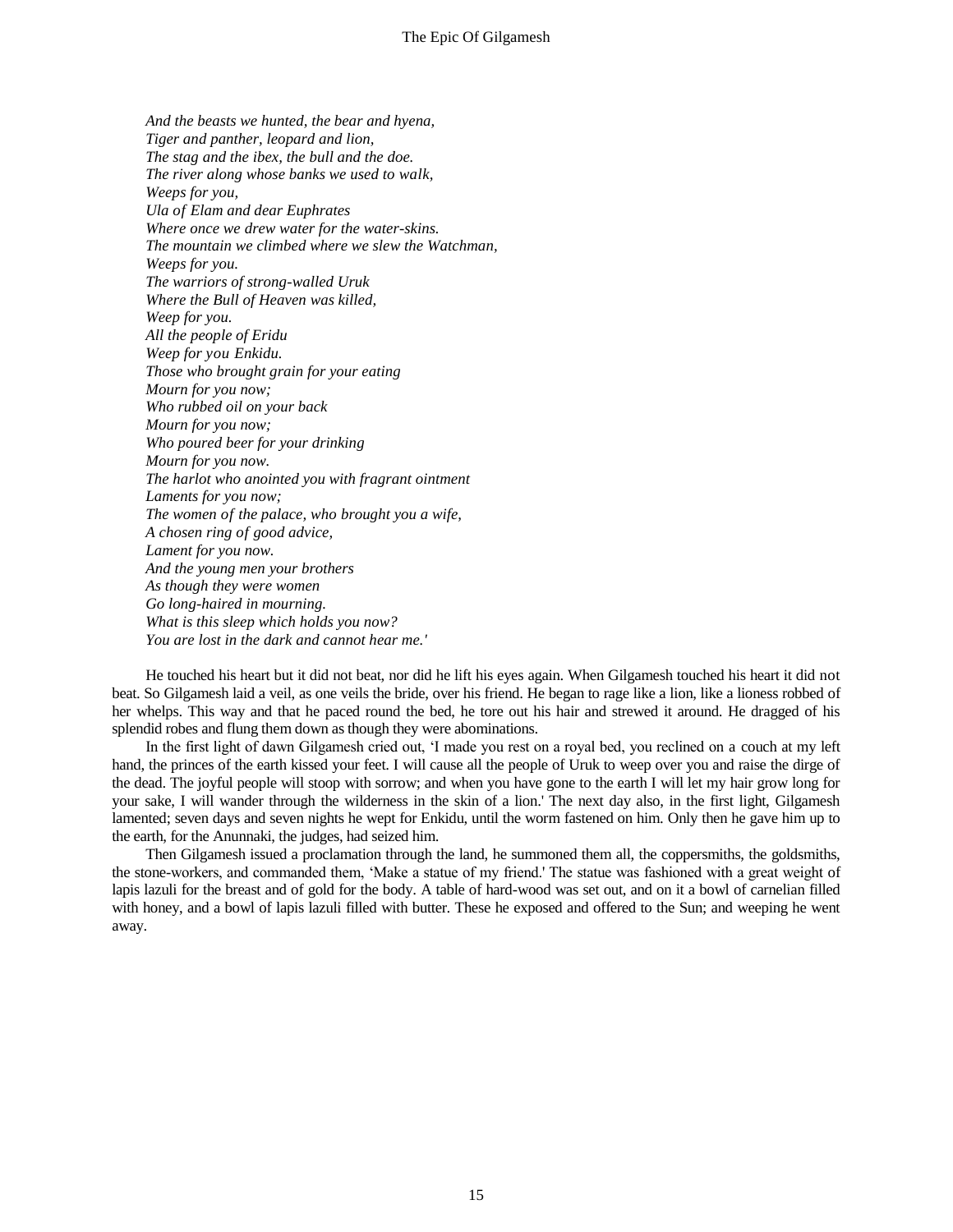*And the beasts we hunted, the bear and hyena,*
*Tiger and panther, leopard and lion,*
*The stag and the ibex, the bull and the doe.*
*The river along whose banks we used to walk,*
*Weeps for you,*
*Ula of Elam and dear Euphrates*
*Where once we drew water for the water-skins.*
*The mountain we climbed where we slew the Watchman,*
*Weeps for you.*
*The warriors of strong-walled Uruk*
*Where the Bull of Heaven was killed,*
*Weep for you.*
*All the people of Eridu*
*Weep for you Enkidu.*
*Those who brought grain for your eating*
*Mourn for you now;*
*Who rubbed oil on your back*
*Mourn for you now;*
*Who poured beer for your drinking*
*Mourn for you now.*
*The harlot who anointed you with fragrant ointment*
*Laments for you now;*
*The women of the palace, who brought you a wife,*
*A chosen ring of good advice,*
*Lament for you now.*
*And the young men your brothers*
*As though they were women*
*Go long-haired in mourning.*
*What is this sleep which holds you now?*
*You are lost in the dark and cannot hear me.'*

He touched his heart but it did not beat, nor did he lift his eyes again. When Gilgamesh touched his heart it did not beat. So Gilgamesh laid a veil, as one veils the bride, over his friend. He began to rage like a lion, like a lioness robbed of her whelps. This way and that he paced round the bed, he tore out his hair and strewed it around. He dragged of his splendid robes and flung them down as though they were abominations.

In the first light of dawn Gilgamesh cried out, 'I made you rest on a royal bed, you reclined on a couch at my left hand, the princes of the earth kissed your feet. I will cause all the people of Uruk to weep over you and raise the dirge of the dead. The joyful people will stoop with sorrow; and when you have gone to the earth I will let my hair grow long for your sake, I will wander through the wilderness in the skin of a lion.' The next day also, in the first light, Gilgamesh lamented; seven days and seven nights he wept for Enkidu, until the worm fastened on him. Only then he gave him up to the earth, for the Anunnaki, the judges, had seized him.

Then Gilgamesh issued a proclamation through the land, he summoned them all, the coppersmiths, the goldsmiths, the stone-workers, and commanded them, 'Make a statue of my friend.' The statue was fashioned with a great weight of lapis lazuli for the breast and of gold for the body. A table of hard-wood was set out, and on it a bowl of carnelian filled with honey, and a bowl of lapis lazuli filled with butter. These he exposed and offered to the Sun; and weeping he went away.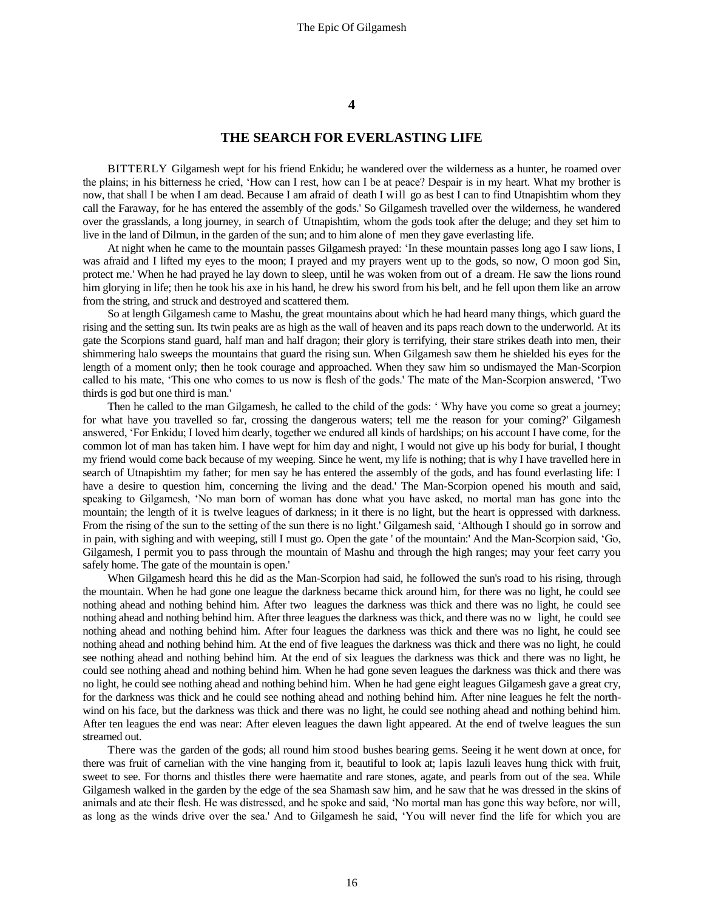## 4

## THE SEARCH FOR EVERLASTING LIFE

BITTERLY Gilgamesh wept for his friend Enkidu; he wandered over the wilderness as a hunter, he roamed over the plains; in his bitterness he cried, 'How can I rest, how can I be at peace? Despair is in my heart. What my brother is now, that shall I be when I am dead. Because I am afraid of death I will go as best I can to find Utnapishtim whom they call the Faraway, for he has entered the assembly of the gods.' So Gilgamesh travelled over the wilderness, he wandered over the grasslands, a long journey, in search of Utnapishtim, whom the gods took after the deluge; and they set him to live in the land of Dilmun, in the garden of the sun; and to him alone of men they gave everlasting life.

At night when he came to the mountain passes Gilgamesh prayed: 'In these mountain passes long ago I saw lions, I was afraid and I lifted my eyes to the moon; I prayed and my prayers went up to the gods, so now, O moon god Sin, protect me.' When he had prayed he lay down to sleep, until he was woken from out of a dream. He saw the lions round him glorying in life; then he took his axe in his hand, he drew his sword from his belt, and he fell upon them like an arrow from the string, and struck and destroyed and scattered them.

So at length Gilgamesh came to Mashu, the great mountains about which he had heard many things, which guard the rising and the setting sun. Its twin peaks are as high as the wall of heaven and its paps reach down to the underworld. At its gate the Scorpions stand guard, half man and half dragon; their glory is terrifying, their stare strikes death into men, their shimmering halo sweeps the mountains that guard the rising sun. When Gilgamesh saw them he shielded his eyes for the length of a moment only; then he took courage and approached. When they saw him so undismayed the Man-Scorpion called to his mate, 'This one who comes to us now is flesh of the gods.' The mate of the Man-Scorpion answered, 'Two thirds is god but one third is man.'

Then he called to the man Gilgamesh, he called to the child of the gods: ' Why have you come so great a journey; for what have you travelled so far, crossing the dangerous waters; tell me the reason for your coming?' Gilgamesh answered, 'For Enkidu; I loved him dearly, together we endured all kinds of hardships; on his account I have come, for the common lot of man has taken him. I have wept for him day and night, I would not give up his body for burial, I thought my friend would come back because of my weeping. Since he went, my life is nothing; that is why I have travelled here in search of Utnapishtim my father; for men say he has entered the assembly of the gods, and has found everlasting life: I have a desire to question him, concerning the living and the dead.' The Man-Scorpion opened his mouth and said, speaking to Gilgamesh, 'No man born of woman has done what you have asked, no mortal man has gone into the mountain; the length of it is twelve leagues of darkness; in it there is no light, but the heart is oppressed with darkness. From the rising of the sun to the setting of the sun there is no light.' Gilgamesh said, 'Although I should go in sorrow and in pain, with sighing and with weeping, still I must go. Open the gate ' of the mountain:' And the Man-Scorpion said, 'Go, Gilgamesh, I permit you to pass through the mountain of Mashu and through the high ranges; may your feet carry you safely home. The gate of the mountain is open.'

When Gilgamesh heard this he did as the Man-Scorpion had said, he followed the sun's road to his rising, through the mountain. When he had gone one league the darkness became thick around him, for there was no light, he could see nothing ahead and nothing behind him. After two leagues the darkness was thick and there was no light, he could see nothing ahead and nothing behind him. After three leagues the darkness was thick, and there was no w light, he could see nothing ahead and nothing behind him. After four leagues the darkness was thick and there was no light, he could see nothing ahead and nothing behind him. At the end of five leagues the darkness was thick and there was no light, he could see nothing ahead and nothing behind him. At the end of six leagues the darkness was thick and there was no light, he could see nothing ahead and nothing behind him. When he had gone seven leagues the darkness was thick and there was no light, he could see nothing ahead and nothing behind him. When he had gene eight leagues Gilgamesh gave a great cry, for the darkness was thick and he could see nothing ahead and nothing behind him. After nine leagues he felt the north-wind on his face, but the darkness was thick and there was no light, he could see nothing ahead and nothing behind him. After ten leagues the end was near: After eleven leagues the dawn light appeared. At the end of twelve leagues the sun streamed out.

There was the garden of the gods; all round him stood bushes bearing gems. Seeing it he went down at once, for there was fruit of carnelian with the vine hanging from it, beautiful to look at; lapis lazuli leaves hung thick with fruit, sweet to see. For thorns and thistles there were haematite and rare stones, agate, and pearls from out of the sea. While Gilgamesh walked in the garden by the edge of the sea Shamash saw him, and he saw that he was dressed in the skins of animals and ate their flesh. He was distressed, and he spoke and said, 'No mortal man has gone this way before, nor will, as long as the winds drive over the sea.' And to Gilgamesh he said, 'You will never find the life for which you are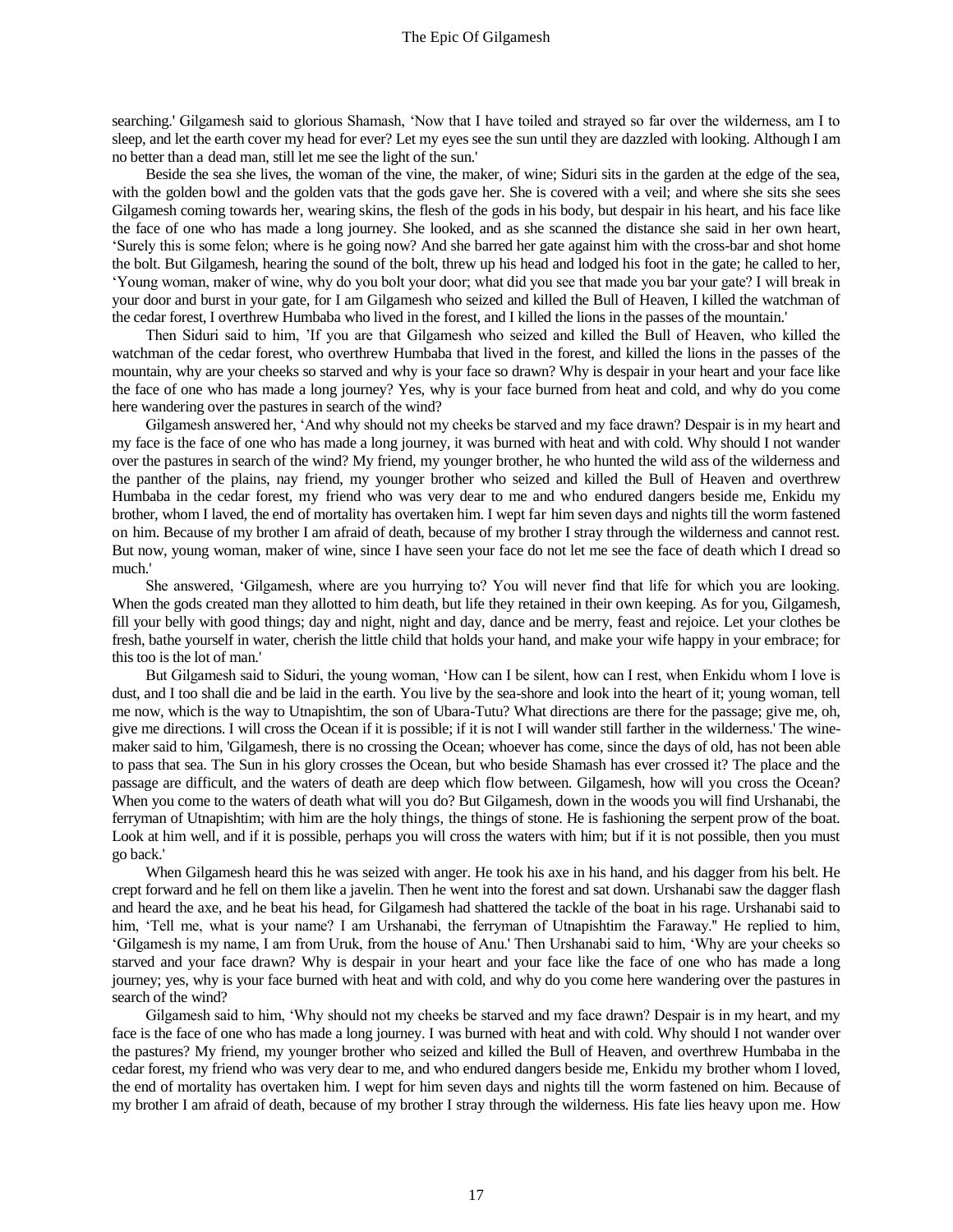searching.' Gilgamesh said to glorious Shamash, 'Now that I have toiled and strayed so far over the wilderness, am I to sleep, and let the earth cover my head for ever? Let my eyes see the sun until they are dazzled with looking. Although I am no better than a dead man, still let me see the light of the sun.'

Beside the sea she lives, the woman of the vine, the maker, of wine; Siduri sits in the garden at the edge of the sea, with the golden bowl and the golden vats that the gods gave her. She is covered with a veil; and where she sits she sees Gilgamesh coming towards her, wearing skins, the flesh of the gods in his body, but despair in his heart, and his face like the face of one who has made a long journey. She looked, and as she scanned the distance she said in her own heart, 'Surely this is some felon; where is he going now? And she barred her gate against him with the cross-bar and shot home the bolt. But Gilgamesh, hearing the sound of the bolt, threw up his head and lodged his foot in the gate; he called to her, 'Young woman, maker of wine, why do you bolt your door; what did you see that made you bar your gate? I will break in your door and burst in your gate, for I am Gilgamesh who seized and killed the Bull of Heaven, I killed the watchman of the cedar forest, I overthrew Humbaba who lived in the forest, and I killed the lions in the passes of the mountain.'

Then Siduri said to him, 'If you are that Gilgamesh who seized and killed the Bull of Heaven, who killed the watchman of the cedar forest, who overthrew Humbaba that lived in the forest, and killed the lions in the passes of the mountain, why are your cheeks so starved and why is your face so drawn? Why is despair in your heart and your face like the face of one who has made a long journey? Yes, why is your face burned from heat and cold, and why do you come here wandering over the pastures in search of the wind?

Gilgamesh answered her, 'And why should not my cheeks be starved and my face drawn? Despair is in my heart and my face is the face of one who has made a long journey, it was burned with heat and with cold. Why should I not wander over the pastures in search of the wind? My friend, my younger brother, he who hunted the wild ass of the wilderness and the panther of the plains, nay friend, my younger brother who seized and killed the Bull of Heaven and overthrew Humbaba in the cedar forest, my friend who was very dear to me and who endured dangers beside me, Enkidu my brother, whom I laved, the end of mortality has overtaken him. I wept far him seven days and nights till the worm fastened on him. Because of my brother I am afraid of death, because of my brother I stray through the wilderness and cannot rest. But now, young woman, maker of wine, since I have seen your face do not let me see the face of death which I dread so much.'

She answered, 'Gilgamesh, where are you hurrying to? You will never find that life for which you are looking. When the gods created man they allotted to him death, but life they retained in their own keeping. As for you, Gilgamesh, fill your belly with good things; day and night, night and day, dance and be merry, feast and rejoice. Let your clothes be fresh, bathe yourself in water, cherish the little child that holds your hand, and make your wife happy in your embrace; for this too is the lot of man.'

But Gilgamesh said to Siduri, the young woman, 'How can I be silent, how can I rest, when Enkidu whom I love is dust, and I too shall die and be laid in the earth. You live by the sea-shore and look into the heart of it; young woman, tell me now, which is the way to Utnapishtim, the son of Ubara-Tutu? What directions are there for the passage; give me, oh, give me directions. I will cross the Ocean if it is possible; if it is not I will wander still farther in the wilderness.' The wine-maker said to him, 'Gilgamesh, there is no crossing the Ocean; whoever has come, since the days of old, has not been able to pass that sea. The Sun in his glory crosses the Ocean, but who beside Shamash has ever crossed it? The place and the passage are difficult, and the waters of death are deep which flow between. Gilgamesh, how will you cross the Ocean? When you come to the waters of death what will you do? But Gilgamesh, down in the woods you will find Urshanabi, the ferryman of Utnapishtim; with him are the holy things, the things of stone. He is fashioning the serpent prow of the boat. Look at him well, and if it is possible, perhaps you will cross the waters with him; but if it is not possible, then you must go back.'

When Gilgamesh heard this he was seized with anger. He took his axe in his hand, and his dagger from his belt. He crept forward and he fell on them like a javelin. Then he went into the forest and sat down. Urshanabi saw the dagger flash and heard the axe, and he beat his head, for Gilgamesh had shattered the tackle of the boat in his rage. Urshanabi said to him, 'Tell me, what is your name? I am Urshanabi, the ferryman of Utnapishtim the Faraway." He replied to him, 'Gilgamesh is my name, I am from Uruk, from the house of Anu.' Then Urshanabi said to him, 'Why are your cheeks so starved and your face drawn? Why is despair in your heart and your face like the face of one who has made a long journey; yes, why is your face burned with heat and with cold, and why do you come here wandering over the pastures in search of the wind?

Gilgamesh said to him, 'Why should not my cheeks be starved and my face drawn? Despair is in my heart, and my face is the face of one who has made a long journey. I was burned with heat and with cold. Why should I not wander over the pastures? My friend, my younger brother who seized and killed the Bull of Heaven, and overthrew Humbaba in the cedar forest, my friend who was very dear to me, and who endured dangers beside me, Enkidu my brother whom I loved, the end of mortality has overtaken him. I wept for him seven days and nights till the worm fastened on him. Because of my brother I am afraid of death, because of my brother I stray through the wilderness. His fate lies heavy upon me. How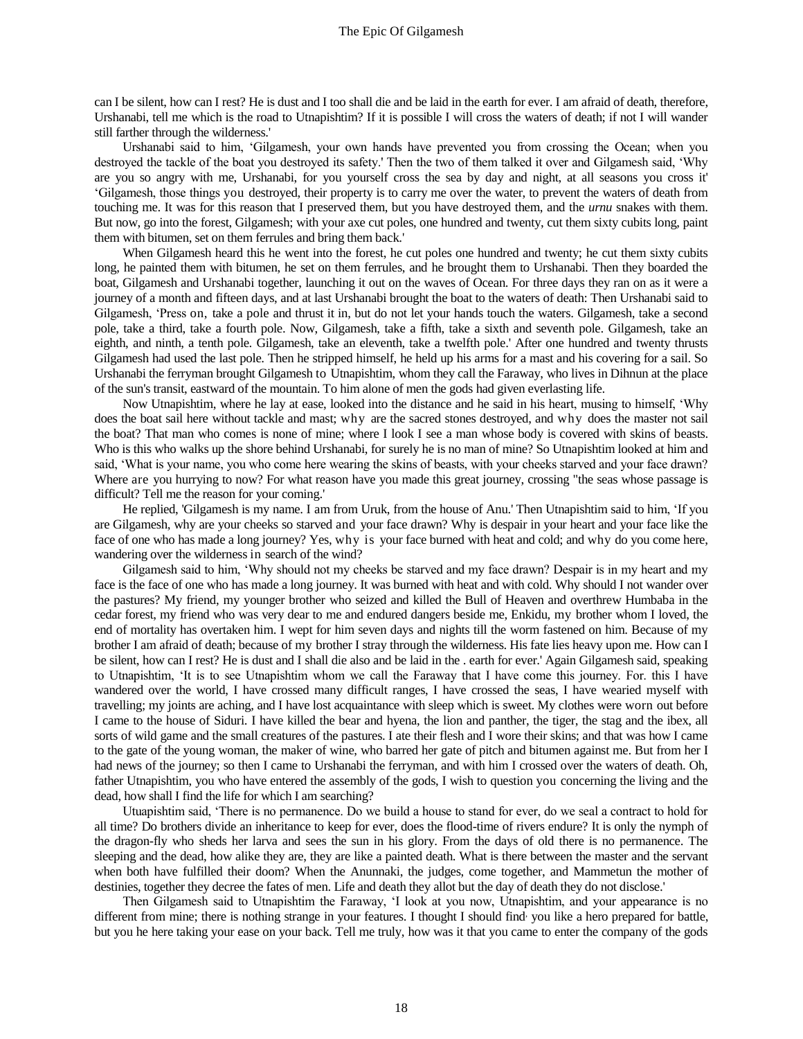can I be silent, how can I rest? He is dust and I too shall die and be laid in the earth for ever. I am afraid of death, therefore, Urshanabi, tell me which is the road to Utnapishtim? If it is possible I will cross the waters of death; if not I will wander still farther through the wilderness.'

Urshanabi said to him, 'Gilgamesh, your own hands have prevented you from crossing the Ocean; when you destroyed the tackle of the boat you destroyed its safety.' Then the two of them talked it over and Gilgamesh said, 'Why are you so angry with me, Urshanabi, for you yourself cross the sea by day and night, at all seasons you cross it' 'Gilgamesh, those things you destroyed, their property is to carry me over the water, to prevent the waters of death from touching me. It was for this reason that I preserved them, but you have destroyed them, and the *urnu* snakes with them. But now, go into the forest, Gilgamesh; with your axe cut poles, one hundred and twenty, cut them sixty cubits long, paint them with bitumen, set on them ferrules and bring them back.'

When Gilgamesh heard this he went into the forest, he cut poles one hundred and twenty; he cut them sixty cubits long, he painted them with bitumen, he set on them ferrules, and he brought them to Urshanabi. Then they boarded the boat, Gilgamesh and Urshanabi together, launching it out on the waves of Ocean. For three days they ran on as it were a journey of a month and fifteen days, and at last Urshanabi brought the boat to the waters of death: Then Urshanabi said to Gilgamesh, 'Press on, take a pole and thrust it in, but do not let your hands touch the waters. Gilgamesh, take a second pole, take a third, take a fourth pole. Now, Gilgamesh, take a fifth, take a sixth and seventh pole. Gilgamesh, take an eighth, and ninth, a tenth pole. Gilgamesh, take an eleventh, take a twelfth pole.' After one hundred and twenty thrusts Gilgamesh had used the last pole. Then he stripped himself, he held up his arms for a mast and his covering for a sail. So Urshanabi the ferryman brought Gilgamesh to Utnapishtim, whom they call the Faraway, who lives in Dihnun at the place of the sun's transit, eastward of the mountain. To him alone of men the gods had given everlasting life.

Now Utnapishtim, where he lay at ease, looked into the distance and he said in his heart, musing to himself, 'Why does the boat sail here without tackle and mast; why are the sacred stones destroyed, and why does the master not sail the boat? That man who comes is none of mine; where I look I see a man whose body is covered with skins of beasts. Who is this who walks up the shore behind Urshanabi, for surely he is no man of mine? So Utnapishtim looked at him and said, 'What is your name, you who come here wearing the skins of beasts, with your cheeks starved and your face drawn? Where are you hurrying to now? For what reason have you made this great journey, crossing "the seas whose passage is difficult? Tell me the reason for your coming.'

He replied, 'Gilgamesh is my name. I am from Uruk, from the house of Anu.' Then Utnapishtim said to him, 'If you are Gilgamesh, why are your cheeks so starved and your face drawn? Why is despair in your heart and your face like the face of one who has made a long journey? Yes, why is your face burned with heat and cold; and why do you come here, wandering over the wilderness in search of the wind?

Gilgamesh said to him, 'Why should not my cheeks be starved and my face drawn? Despair is in my heart and my face is the face of one who has made a long journey. It was burned with heat and with cold. Why should I not wander over the pastures? My friend, my younger brother who seized and killed the Bull of Heaven and overthrew Humbaba in the cedar forest, my friend who was very dear to me and endured dangers beside me, Enkidu, my brother whom I loved, the end of mortality has overtaken him. I wept for him seven days and nights till the worm fastened on him. Because of my brother I am afraid of death; because of my brother I stray through the wilderness. His fate lies heavy upon me. How can I be silent, how can I rest? He is dust and I shall die also and be laid in the . earth for ever.' Again Gilgamesh said, speaking to Utnapishtim, 'It is to see Utnapishtim whom we call the Faraway that I have come this journey. For. this I have wandered over the world, I have crossed many difficult ranges, I have crossed the seas, I have wearied myself with travelling; my joints are aching, and I have lost acquaintance with sleep which is sweet. My clothes were worn out before I came to the house of Siduri. I have killed the bear and hyena, the lion and panther, the tiger, the stag and the ibex, all sorts of wild game and the small creatures of the pastures. I ate their flesh and I wore their skins; and that was how I came to the gate of the young woman, the maker of wine, who barred her gate of pitch and bitumen against me. But from her I had news of the journey; so then I came to Urshanabi the ferryman, and with him I crossed over the waters of death. Oh, father Utnapishtim, you who have entered the assembly of the gods, I wish to question you concerning the living and the dead, how shall I find the life for which I am searching?

Utuapishtim said, 'There is no permanence. Do we build a house to stand for ever, do we seal a contract to hold for all time? Do brothers divide an inheritance to keep for ever, does the flood-time of rivers endure? It is only the nymph of the dragon-fly who sheds her larva and sees the sun in his glory. From the days of old there is no permanence. The sleeping and the dead, how alike they are, they are like a painted death. What is there between the master and the servant when both have fulfilled their doom? When the Anunnaki, the judges, come together, and Mammetun the mother of destinies, together they decree the fates of men. Life and death they allot but the day of death they do not disclose.'

Then Gilgamesh said to Utnapishtim the Faraway, 'I look at you now, Utnapishtim, and your appearance is no different from mine; there is nothing strange in your features. I thought I should find· you like a hero prepared for battle, but you he here taking your ease on your back. Tell me truly, how was it that you came to enter the company of the gods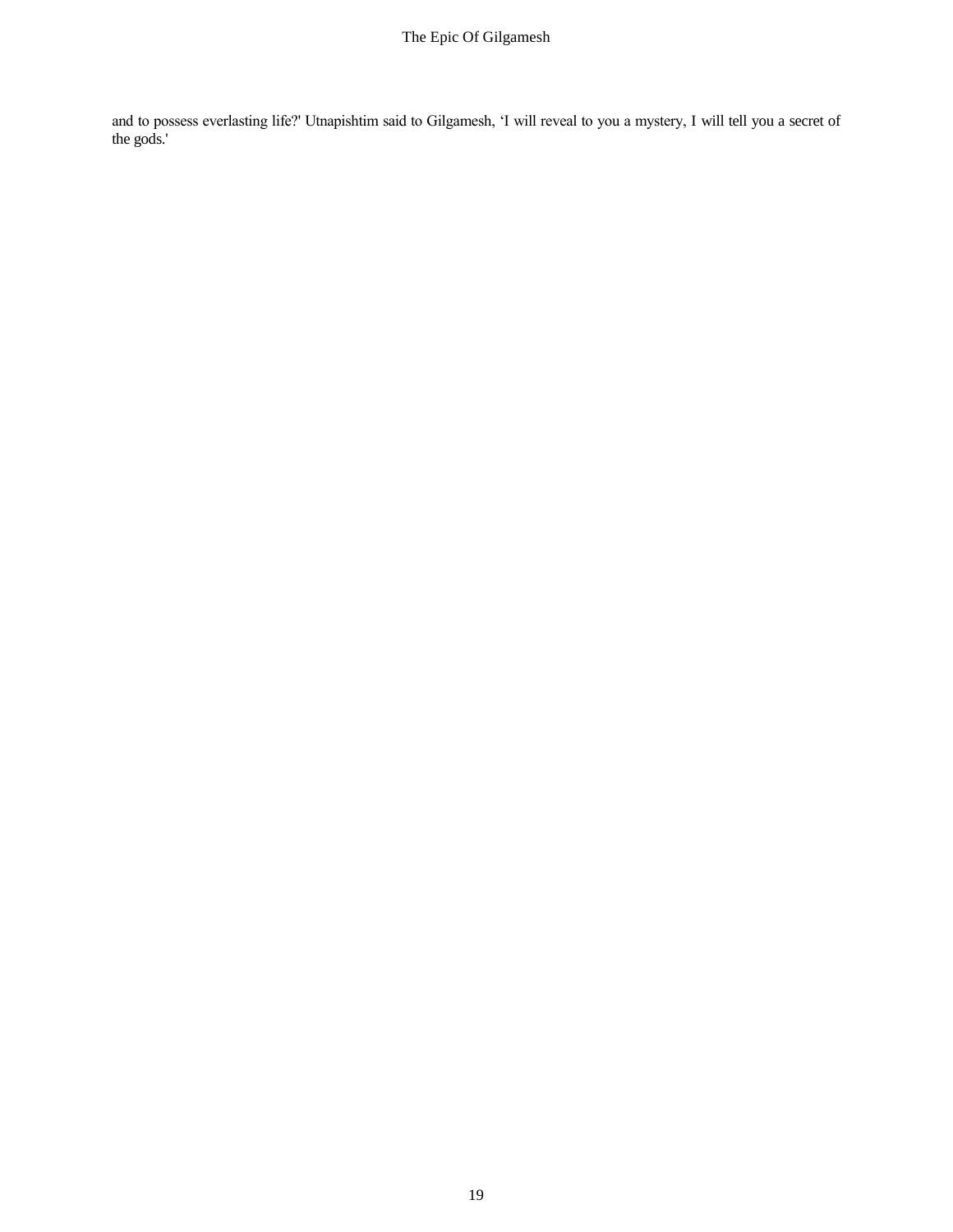and to possess everlasting life?' Utnapishtim said to Gilgamesh, ‘I will reveal to you a mystery, I will tell you a secret of the gods.'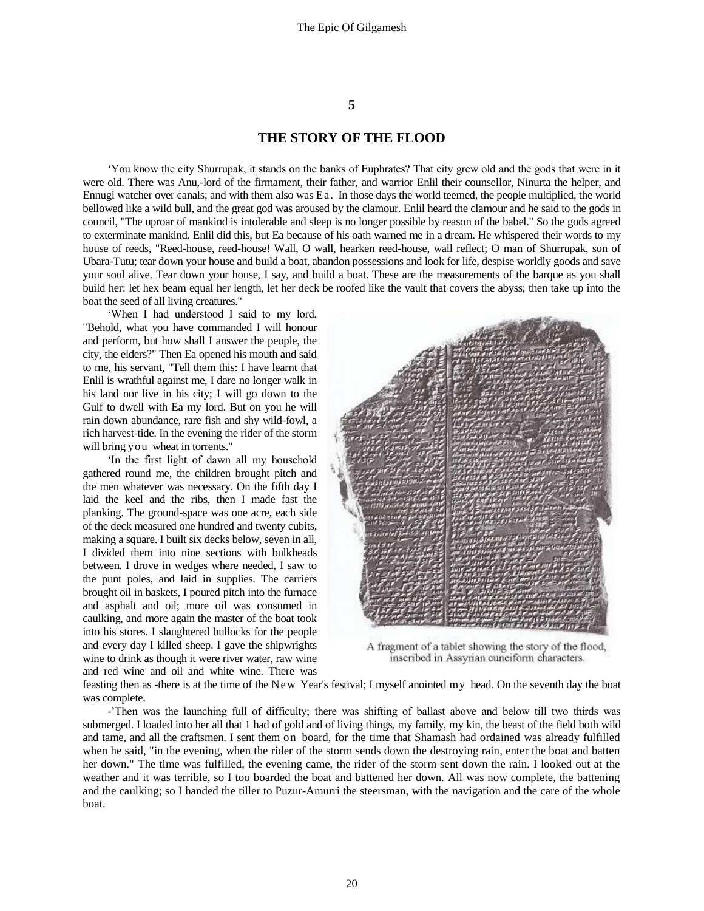## 5

## THE STORY OF THE FLOOD

‘You know the city Shurrupak, it stands on the banks of Euphrates? That city grew old and the gods that were in it were old. There was Anu,-lord of the firmament, their father, and warrior Enlil their counsellor, Ninurta the helper, and Ennugi watcher over canals; and with them also was Ea. In those days the world teemed, the people multiplied, the world bellowed like a wild bull, and the great god was aroused by the clamour. Enlil heard the clamour and he said to the gods in council, "The uproar of mankind is intolerable and sleep is no longer possible by reason of the babel." So the gods agreed to exterminate mankind. Enlil did this, but Ea because of his oath warned me in a dream. He whispered their words to my house of reeds, "Reed-house, reed-house! Wall, O wall, hearken reed-house, wall reflect; O man of Shurrupak, son of Ubara-Tutu; tear down your house and build a boat, abandon possessions and look for life, despise worldly goods and save your soul alive. Tear down your house, I say, and build a boat. These are the measurements of the barque as you shall build her: let hex beam equal her length, let her deck be roofed like the vault that covers the abyss; then take up into the boat the seed of all living creatures."

‘When I had understood I said to my lord, "Behold, what you have commanded I will honour and perform, but how shall I answer the people, the city, the elders?" Then Ea opened his mouth and said to me, his servant, "Tell them this: I have learnt that Enlil is wrathful against me, I dare no longer walk in his land nor live in his city; I will go down to the Gulf to dwell with Ea my lord. But on you he will rain down abundance, rare fish and shy wild-fowl, a rich harvest-tide. In the evening the rider of the storm will bring you wheat in torrents."

‘In the first light of dawn all my household gathered round me, the children brought pitch and the men whatever was necessary. On the fifth day I laid the keel and the ribs, then I made fast the planking. The ground-space was one acre, each side of the deck measured one hundred and twenty cubits, making a square. I built six decks below, seven in all, I divided them into nine sections with bulkheads between. I drove in wedges where needed, I saw to the punt poles, and laid in supplies. The carriers brought oil in baskets, I poured pitch into the furnace and asphalt and oil; more oil was consumed in caulking, and more again the master of the boat took into his stores. I slaughtered bullocks for the people and every day I killed sheep. I gave the shipwrights wine to drink as though it were river water, raw wine and red wine and oil and white wine. There was feasting then as -there is at the time of the New Year's festival; I myself anointed my head. On the seventh day the boat was complete.

A fragment of a tablet showing the story of the flood, inscribed in Assyrian cuneiform characters.

-’Then was the launching full of difficulty; there was shifting of ballast above and below till two thirds was submerged. I loaded into her all that 1 had of gold and of living things, my family, my kin, the beast of the field both wild and tame, and all the craftsmen. I sent them on board, for the time that Shamash had ordained was already fulfilled when he said, "in the evening, when the rider of the storm sends down the destroying rain, enter the boat and batten her down." The time was fulfilled, the evening came, the rider of the storm sent down the rain. I looked out at the weather and it was terrible, so I too boarded the boat and battened her down. All was now complete, the battening and the caulking; so I handed the tiller to Puzur-Amurri the steersman, with the navigation and the care of the whole boat.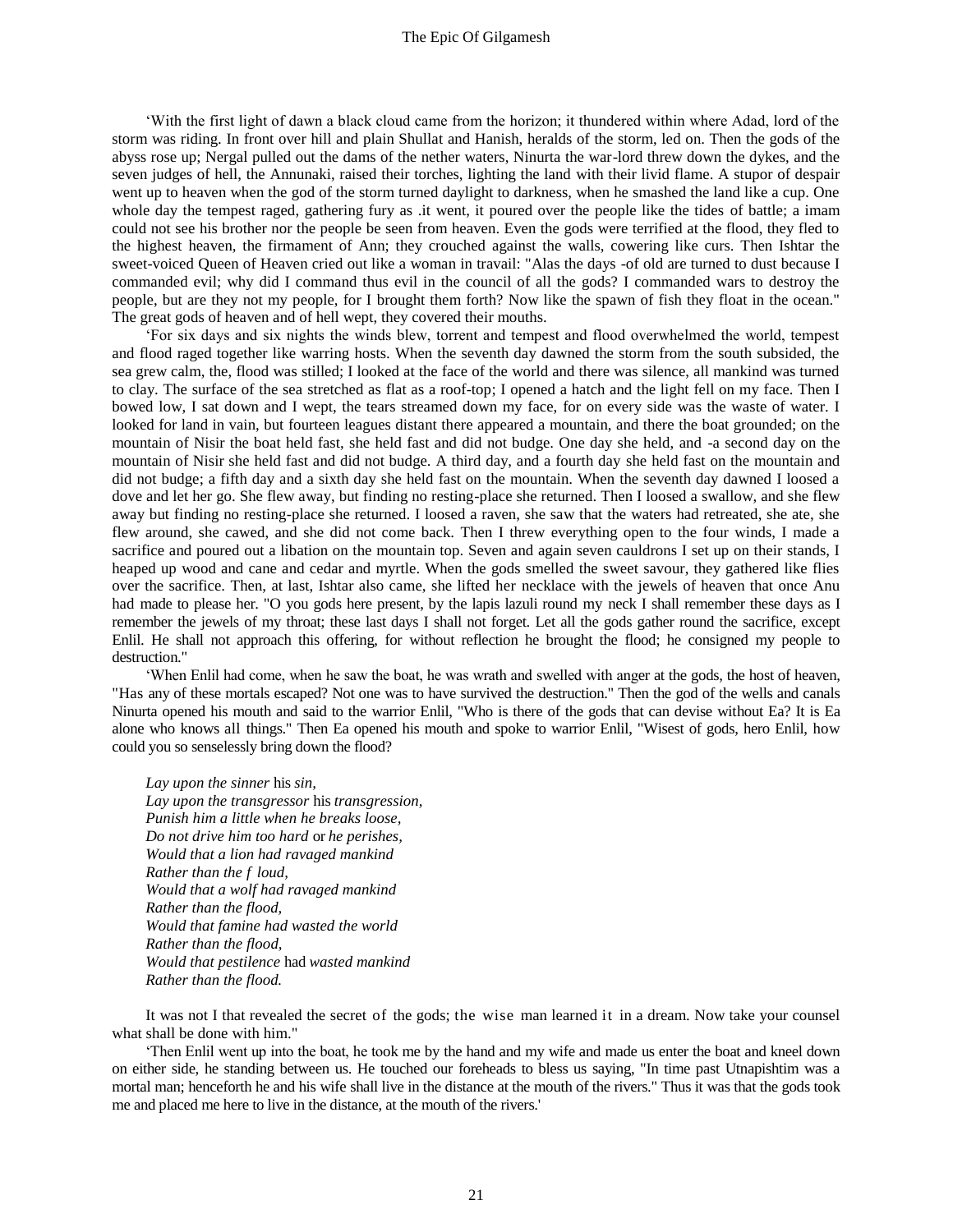'With the first light of dawn a black cloud came from the horizon; it thundered within where Adad, lord of the storm was riding. In front over hill and plain Shullat and Hanish, heralds of the storm, led on. Then the gods of the abyss rose up; Nergal pulled out the dams of the nether waters, Ninurta the war-lord threw down the dykes, and the seven judges of hell, the Annunaki, raised their torches, lighting the land with their livid flame. A stupor of despair went up to heaven when the god of the storm turned daylight to darkness, when he smashed the land like a cup. One whole day the tempest raged, gathering fury as .it went, it poured over the people like the tides of battle; a imam could not see his brother nor the people be seen from heaven. Even the gods were terrified at the flood, they fled to the highest heaven, the firmament of Ann; they crouched against the walls, cowering like curs. Then Ishtar the sweet-voiced Queen of Heaven cried out like a woman in travail: "Alas the days -of old are turned to dust because I commanded evil; why did I command thus evil in the council of all the gods? I commanded wars to destroy the people, but are they not my people, for I brought them forth? Now like the spawn of fish they float in the ocean." The great gods of heaven and of hell wept, they covered their mouths.

'For six days and six nights the winds blew, torrent and tempest and flood overwhelmed the world, tempest and flood raged together like warring hosts. When the seventh day dawned the storm from the south subsided, the sea grew calm, the, flood was stilled; I looked at the face of the world and there was silence, all mankind was turned to clay. The surface of the sea stretched as flat as a roof-top; I opened a hatch and the light fell on my face. Then I bowed low, I sat down and I wept, the tears streamed down my face, for on every side was the waste of water. I looked for land in vain, but fourteen leagues distant there appeared a mountain, and there the boat grounded; on the mountain of Nisir the boat held fast, she held fast and did not budge. One day she held, and -a second day on the mountain of Nisir she held fast and did not budge. A third day, and a fourth day she held fast on the mountain and did not budge; a fifth day and a sixth day she held fast on the mountain. When the seventh day dawned I loosed a dove and let her go. She flew away, but finding no resting-place she returned. Then I loosed a swallow, and she flew away but finding no resting-place she returned. I loosed a raven, she saw that the waters had retreated, she ate, she flew around, she cawed, and she did not come back. Then I threw everything open to the four winds, I made a sacrifice and poured out a libation on the mountain top. Seven and again seven cauldrons I set up on their stands, I heaped up wood and cane and cedar and myrtle. When the gods smelled the sweet savour, they gathered like flies over the sacrifice. Then, at last, Ishtar also came, she lifted her necklace with the jewels of heaven that once Anu had made to please her. "O you gods here present, by the lapis lazuli round my neck I shall remember these days as I remember the jewels of my throat; these last days I shall not forget. Let all the gods gather round the sacrifice, except Enlil. He shall not approach this offering, for without reflection he brought the flood; he consigned my people to destruction."

'When Enlil had come, when he saw the boat, he was wrath and swelled with anger at the gods, the host of heaven, "Has any of these mortals escaped? Not one was to have survived the destruction." Then the god of the wells and canals Ninurta opened his mouth and said to the warrior Enlil, "Who is there of the gods that can devise without Ea? It is Ea alone who knows all things." Then Ea opened his mouth and spoke to warrior Enlil, "Wisest of gods, hero Enlil, how could you so senselessly bring down the flood?

*Lay upon the sinner* his *sin,*  
*Lay upon the transgressor* his *transgression,*  
*Punish him a little when he breaks loose,*  
*Do not drive him too hard* or *he perishes,*  
*Would that a lion had ravaged mankind*  
*Rather than the f loud,*  
*Would that a wolf had ravaged mankind*  
*Rather than the flood,*  
*Would that famine had wasted the world*  
*Rather than the flood,*  
*Would that pestilence* had *wasted mankind*  
*Rather than the flood.*

It was not I that revealed the secret of the gods; the wise man learned it in a dream. Now take your counsel what shall be done with him."

'Then Enlil went up into the boat, he took me by the hand and my wife and made us enter the boat and kneel down on either side, he standing between us. He touched our foreheads to bless us saying, "In time past Utnapishtim was a mortal man; henceforth he and his wife shall live in the distance at the mouth of the rivers." Thus it was that the gods took me and placed me here to live in the distance, at the mouth of the rivers.'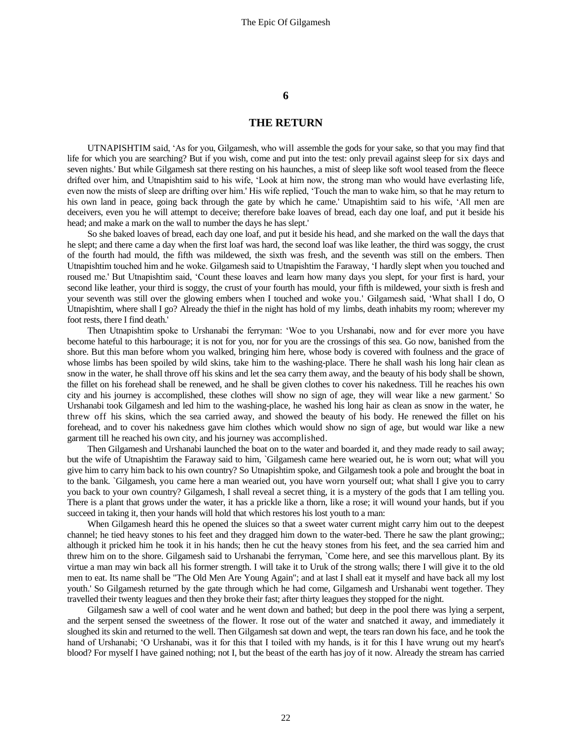## 6

## THE RETURN

UTNAPISHTIM said, ‘As for you, Gilgamesh, who will assemble the gods for your sake, so that you may find that life for which you are searching? But if you wish, come and put into the test: only prevail against sleep for six days and seven nights.' But while Gilgamesh sat there resting on his haunches, a mist of sleep like soft wool teased from the fleece drifted over him, and Utnapishtim said to his wife, ‘Look at him now, the strong man who would have everlasting life, even now the mists of sleep are drifting over him.' His wife replied, ‘Touch the man to wake him, so that he may return to his own land in peace, going back through the gate by which he came.' Utnapishtim said to his wife, ‘All men are deceivers, even you he will attempt to deceive; therefore bake loaves of bread, each day one loaf, and put it beside his head; and make a mark on the wall to number the days he has slept.'

So she baked loaves of bread, each day one loaf, and put it beside his head, and she marked on the wall the days that he slept; and there came a day when the first loaf was hard, the second loaf was like leather, the third was soggy, the crust of the fourth had mould, the fifth was mildewed, the sixth was fresh, and the seventh was still on the embers. Then Utnapishtim touched him and he woke. Gilgamesh said to Utnapishtim the Faraway, ‘I hardly slept when you touched and roused me.' But Utnapishtim said, ‘Count these loaves and learn how many days you slept, for your first is hard, your second like leather, your third is soggy, the crust of your fourth has mould, your fifth is mildewed, your sixth is fresh and your seventh was still over the glowing embers when I touched and woke you.' Gilgamesh said, ‘What shall I do, O Utnapishtim, where shall I go? Already the thief in the night has hold of my limbs, death inhabits my room; wherever my foot rests, there I find death.'

Then Utnapishtim spoke to Urshanabi the ferryman: ‘Woe to you Urshanabi, now and for ever more you have become hateful to this harbourage; it is not for you, nor for you are the crossings of this sea. Go now, banished from the shore. But this man before whom you walked, bringing him here, whose body is covered with foulness and the grace of whose limbs has been spoiled by wild skins, take him to the washing-place. There he shall wash his long hair clean as snow in the water, he shall throve off his skins and let the sea carry them away, and the beauty of his body shall be shown, the fillet on his forehead shall be renewed, and he shall be given clothes to cover his nakedness. Till he reaches his own city and his journey is accomplished, these clothes will show no sign of age, they will wear like a new garment.' So Urshanabi took Gilgamesh and led him to the washing-place, he washed his long hair as clean as snow in the water, he threw off his skins, which the sea carried away, and showed the beauty of his body. He renewed the fillet on his forehead, and to cover his nakedness gave him clothes which would show no sign of age, but would war like a new garment till he reached his own city, and his journey was accomplished.

Then Gilgamesh and Urshanabi launched the boat on to the water and boarded it, and they made ready to sail away; but the wife of Utnapishtim the Faraway said to him, `Gilgamesh came here wearied out, he is worn out; what will you give him to carry him back to his own country? So Utnapishtim spoke, and Gilgamesh took a pole and brought the boat in to the bank. `Gilgamesh, you came here a man wearied out, you have worn yourself out; what shall I give you to carry you back to your own country? Gilgamesh, I shall reveal a secret thing, it is a mystery of the gods that I am telling you. There is a plant that grows under the water, it has a prickle like a thorn, like a rose; it will wound your hands, but if you succeed in taking it, then your hands will hold that which restores his lost youth to a man:

When Gilgamesh heard this he opened the sluices so that a sweet water current might carry him out to the deepest channel; he tied heavy stones to his feet and they dragged him down to the water-bed. There he saw the plant growing;; although it pricked him he took it in his hands; then he cut the heavy stones from his feet, and the sea carried him and threw him on to the shore. Gilgamesh said to Urshanabi the ferryman, `Come here, and see this marvellous plant. By its virtue a man may win back all his former strength. I will take it to Uruk of the strong walls; there I will give it to the old men to eat. Its name shall be "The Old Men Are Young Again"; and at last I shall eat it myself and have back all my lost youth.' So Gilgamesh returned by the gate through which he had come, Gilgamesh and Urshanabi went together. They travelled their twenty leagues and then they broke their fast; after thirty leagues they stopped for the night.

Gilgamesh saw a well of cool water and he went down and bathed; but deep in the pool there was lying a serpent, and the serpent sensed the sweetness of the flower. It rose out of the water and snatched it away, and immediately it sloughed its skin and returned to the well. Then Gilgamesh sat down and wept, the tears ran down his face, and he took the hand of Urshanabi; ‘O Urshanabi, was it for this that I toiled with my hands, is it for this I have wrung out my heart's blood? For myself I have gained nothing; not I, but the beast of the earth has joy of it now. Already the stream has carried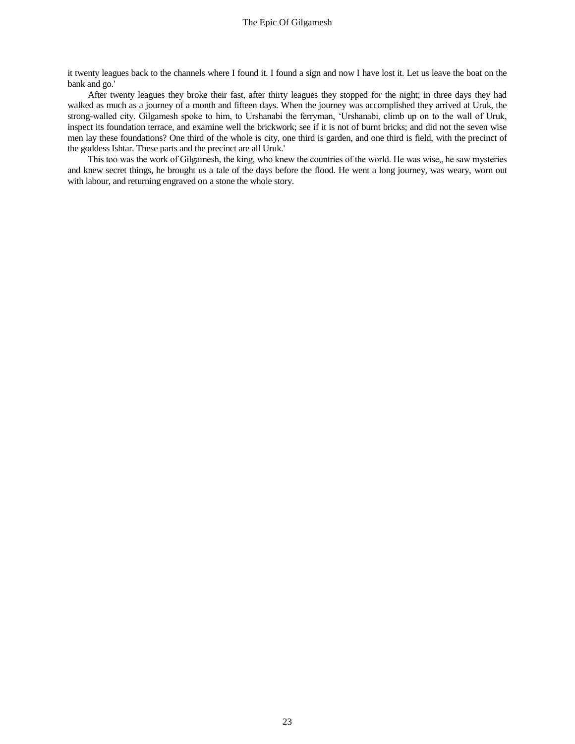it twenty leagues back to the channels where I found it. I found a sign and now I have lost it. Let us leave the boat on the bank and go.'

After twenty leagues they broke their fast, after thirty leagues they stopped for the night; in three days they had walked as much as a journey of a month and fifteen days. When the journey was accomplished they arrived at Uruk, the strong-walled city. Gilgamesh spoke to him, to Urshanabi the ferryman, 'Urshanabi, climb up on to the wall of Uruk, inspect its foundation terrace, and examine well the brickwork; see if it is not of burnt bricks; and did not the seven wise men lay these foundations? One third of the whole is city, one third is garden, and one third is field, with the precinct of the goddess Ishtar. These parts and the precinct are all Uruk.'

This too was the work of Gilgamesh, the king, who knew the countries of the world. He was wise,, he saw mysteries and knew secret things, he brought us a tale of the days before the flood. He went a long journey, was weary, worn out with labour, and returning engraved on a stone the whole story.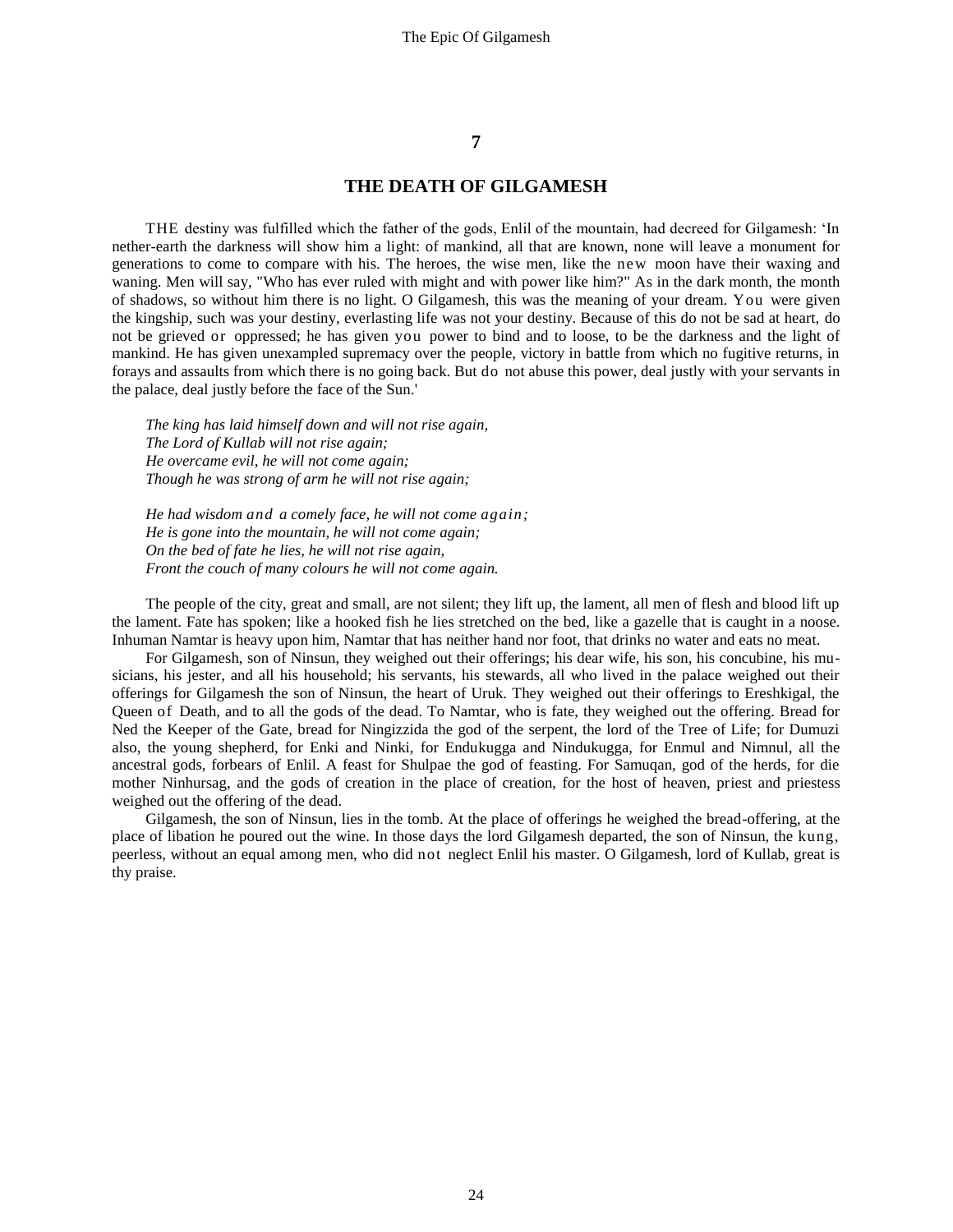**7**

## THE DEATH OF GILGAMESH

THE destiny was fulfilled which the father of the gods, Enlil of the mountain, had decreed for Gilgamesh: 'In nether-earth the darkness will show him a light: of mankind, all that are known, none will leave a monument for generations to come to compare with his. The heroes, the wise men, like the new moon have their waxing and waning. Men will say, "Who has ever ruled with might and with power like him?" As in the dark month, the month of shadows, so without him there is no light. O Gilgamesh, this was the meaning of your dream. You were given the kingship, such was your destiny, everlasting life was not your destiny. Because of this do not be sad at heart, do not be grieved or oppressed; he has given you power to bind and to loose, to be the darkness and the light of mankind. He has given unexampled supremacy over the people, victory in battle from which no fugitive returns, in forays and assaults from which there is no going back. But do not abuse this power, deal justly with your servants in the palace, deal justly before the face of the Sun.'

*The king has laid himself down and will not rise again,*
*The Lord of Kullab will not rise again;*
*He overcame evil, he will not come again;*
*Though he was strong of arm he will not rise again;*

*He had wisdom and a comely face, he will not come again;*
*He is gone into the mountain, he will not come again;*
*On the bed of fate he lies, he will not rise again,*
*Front the couch of many colours he will not come again.*

The people of the city, great and small, are not silent; they lift up, the lament, all men of flesh and blood lift up the lament. Fate has spoken; like a hooked fish he lies stretched on the bed, like a gazelle that is caught in a noose. Inhuman Namtar is heavy upon him, Namtar that has neither hand nor foot, that drinks no water and eats no meat.

For Gilgamesh, son of Ninsun, they weighed out their offerings; his dear wife, his son, his concubine, his musicians, his jester, and all his household; his servants, his stewards, all who lived in the palace weighed out their offerings for Gilgamesh the son of Ninsun, the heart of Uruk. They weighed out their offerings to Ereshkigal, the Queen of Death, and to all the gods of the dead. To Namtar, who is fate, they weighed out the offering. Bread for Ned the Keeper of the Gate, bread for Ningizzida the god of the serpent, the lord of the Tree of Life; for Dumuzi also, the young shepherd, for Enki and Ninki, for Endukugga and Nindukugga, for Enmul and Nimnul, all the ancestral gods, forbears of Enlil. A feast for Shulpae the god of feasting. For Samuqan, god of the herds, for die mother Ninhursag, and the gods of creation in the place of creation, for the host of heaven, priest and priestess weighed out the offering of the dead.

Gilgamesh, the son of Ninsun, lies in the tomb. At the place of offerings he weighed the bread-offering, at the place of libation he poured out the wine. In those days the lord Gilgamesh departed, the son of Ninsun, the kung, peerless, without an equal among men, who did not neglect Enlil his master. O Gilgamesh, lord of Kullab, great is thy praise.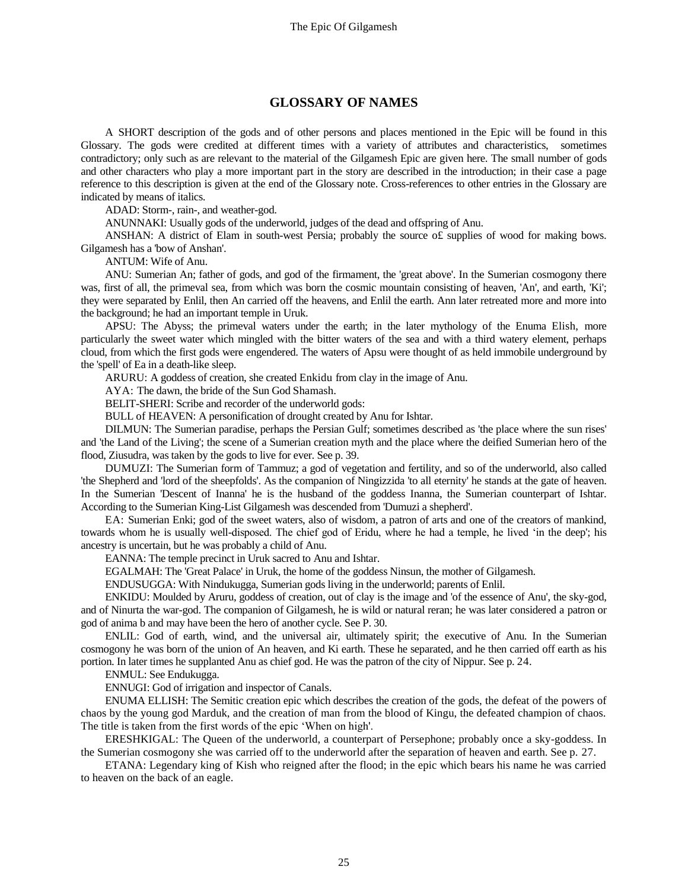## GLOSSARY OF NAMES

A SHORT description of the gods and of other persons and places mentioned in the Epic will be found in this Glossary. The gods were credited at different times with a variety of attributes and characteristics, sometimes contradictory; only such as are relevant to the material of the Gilgamesh Epic are given here. The small number of gods and other characters who play a more important part in the story are described in the introduction; in their case a page reference to this description is given at the end of the Glossary note. Cross-references to other entries in the Glossary are indicated by means of italics.

ADAD: Storm-, rain-, and weather-god.

ANUNNAKI: Usually gods of the underworld, judges of the dead and offspring of Anu.

ANSHAN: A district of Elam in south-west Persia; probably the source o£ supplies of wood for making bows. Gilgamesh has a 'bow of Anshan'.

ANTUM: Wife of Anu.

ANU: Sumerian An; father of gods, and god of the firmament, the 'great above'. In the Sumerian cosmogony there was, first of all, the primeval sea, from which was born the cosmic mountain consisting of heaven, 'An', and earth, 'Ki'; they were separated by Enlil, then An carried off the heavens, and Enlil the earth. Ann later retreated more and more into the background; he had an important temple in Uruk.

APSU: The Abyss; the primeval waters under the earth; in the later mythology of the Enuma Elish, more particularly the sweet water which mingled with the bitter waters of the sea and with a third watery element, perhaps cloud, from which the first gods were engendered. The waters of Apsu were thought of as held immobile underground by the 'spell' of Ea in a death-like sleep.

ARURU: A goddess of creation, she created Enkidu from clay in the image of Anu.

AYA: The dawn, the bride of the Sun God Shamash.

BELIT-SHERI: Scribe and recorder of the underworld gods:

BULL of HEAVEN: A personification of drought created by Anu for Ishtar.

DILMUN: The Sumerian paradise, perhaps the Persian Gulf; sometimes described as 'the place where the sun rises' and 'the Land of the Living'; the scene of a Sumerian creation myth and the place where the deified Sumerian hero of the flood, Ziusudra, was taken by the gods to live for ever. See p. 39.

DUMUZI: The Sumerian form of Tammuz; a god of vegetation and fertility, and so of the underworld, also called 'the Shepherd and 'lord of the sheepfolds'. As the companion of Ningizzida 'to all eternity' he stands at the gate of heaven. In the Sumerian 'Descent of Inanna' he is the husband of the goddess Inanna, the Sumerian counterpart of Ishtar. According to the Sumerian King-List Gilgamesh was descended from 'Dumuzi a shepherd'.

EA: Sumerian Enki; god of the sweet waters, also of wisdom, a patron of arts and one of the creators of mankind, towards whom he is usually well-disposed. The chief god of Eridu, where he had a temple, he lived 'in the deep'; his ancestry is uncertain, but he was probably a child of Anu.

EANNA: The temple precinct in Uruk sacred to Anu and Ishtar.

EGALMAH: The 'Great Palace' in Uruk, the home of the goddess Ninsun, the mother of Gilgamesh.

ENDUSUGGA: With Nindukugga, Sumerian gods living in the underworld; parents of Enlil.

ENKIDU: Moulded by Aruru, goddess of creation, out of clay is the image and 'of the essence of Anu', the sky-god, and of Ninurta the war-god. The companion of Gilgamesh, he is wild or natural reran; he was later considered a patron or god of anima b and may have been the hero of another cycle. See P. 30.

ENLIL: God of earth, wind, and the universal air, ultimately spirit; the executive of Anu. In the Sumerian cosmogony he was born of the union of An heaven, and Ki earth. These he separated, and he then carried off earth as his portion. In later times he supplanted Anu as chief god. He was the patron of the city of Nippur. See p. 24.

ENMUL: See Endukugga.

ENNUGI: God of irrigation and inspector of Canals.

ENUMA ELLISH: The Semitic creation epic which describes the creation of the gods, the defeat of the powers of chaos by the young god Marduk, and the creation of man from the blood of Kingu, the defeated champion of chaos. The title is taken from the first words of the epic 'When on high'.

ERESHKIGAL: The Queen of the underworld, a counterpart of Persephone; probably once a sky-goddess. In the Sumerian cosmogony she was carried off to the underworld after the separation of heaven and earth. See p. 27.

ETANA: Legendary king of Kish who reigned after the flood; in the epic which bears his name he was carried to heaven on the back of an eagle.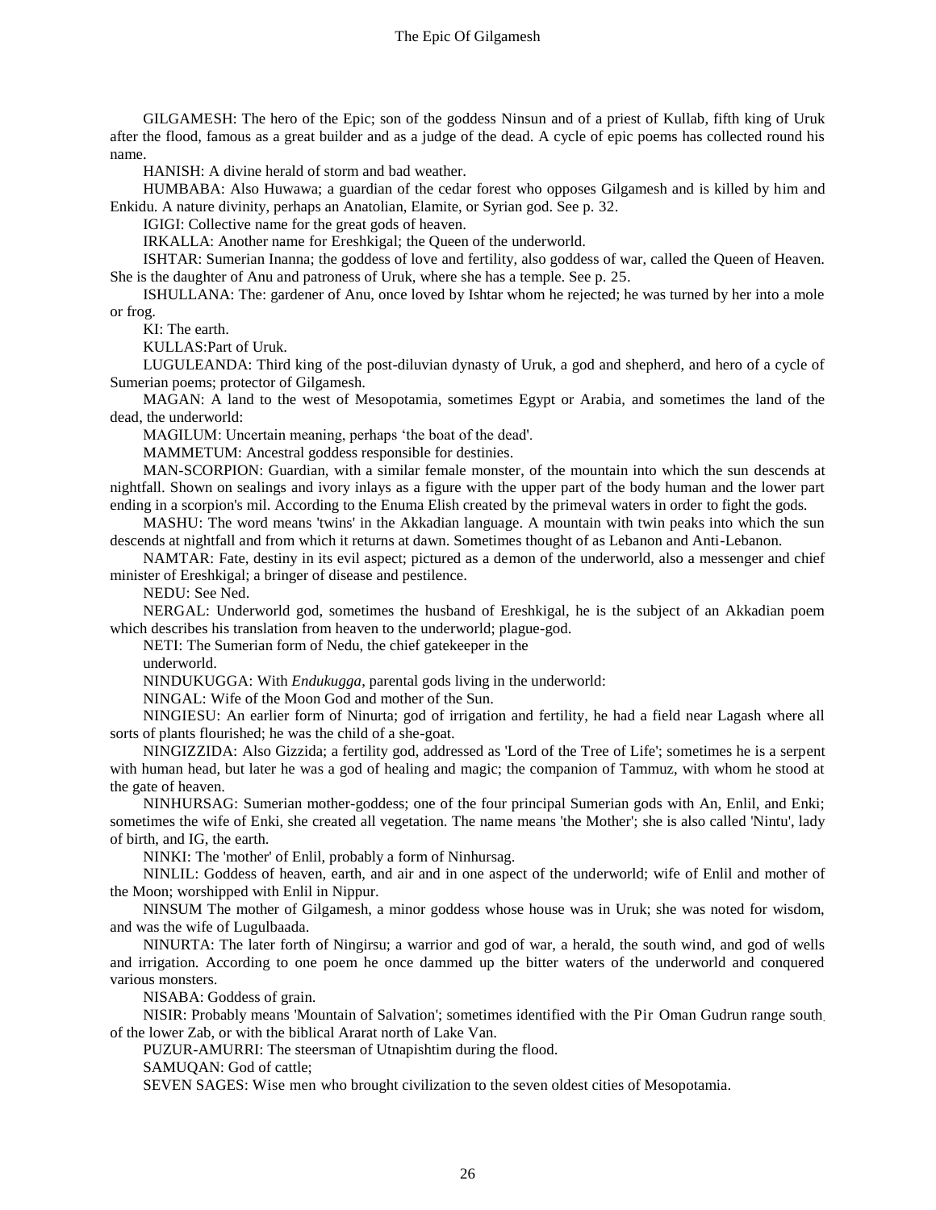GILGAMESH: The hero of the Epic; son of the goddess Ninsun and of a priest of Kullab, fifth king of Uruk after the flood, famous as a great builder and as a judge of the dead. A cycle of epic poems has collected round his name.

HANISH: A divine herald of storm and bad weather.

HUMBABA: Also Huwawa; a guardian of the cedar forest who opposes Gilgamesh and is killed by him and Enkidu. A nature divinity, perhaps an Anatolian, Elamite, or Syrian god. See p. 32.

IGIGI: Collective name for the great gods of heaven.

IRKALLA: Another name for Ereshkigal; the Queen of the underworld.

ISHTAR: Sumerian Inanna; the goddess of love and fertility, also goddess of war, called the Queen of Heaven. She is the daughter of Anu and patroness of Uruk, where she has a temple. See p. 25.

ISHULLANA: The: gardener of Anu, once loved by Ishtar whom he rejected; he was turned by her into a mole or frog.

KI: The earth.

KULLAS:Part of Uruk.

LUGULEANDA: Third king of the post-diluvian dynasty of Uruk, a god and shepherd, and hero of a cycle of Sumerian poems; protector of Gilgamesh.

MAGAN: A land to the west of Mesopotamia, sometimes Egypt or Arabia, and sometimes the land of the dead, the underworld:

MAGILUM: Uncertain meaning, perhaps 'the boat of the dead'.

MAMMETUM: Ancestral goddess responsible for destinies.

MAN-SCORPION: Guardian, with a similar female monster, of the mountain into which the sun descends at nightfall. Shown on sealings and ivory inlays as a figure with the upper part of the body human and the lower part ending in a scorpion's mil. According to the Enuma Elish created by the primeval waters in order to fight the gods.

MASHU: The word means 'twins' in the Akkadian language. A mountain with twin peaks into which the sun descends at nightfall and from which it returns at dawn. Sometimes thought of as Lebanon and Anti-Lebanon.

NAMTAR: Fate, destiny in its evil aspect; pictured as a demon of the underworld, also a messenger and chief minister of Ereshkigal; a bringer of disease and pestilence.

NEDU: See Ned.

NERGAL: Underworld god, sometimes the husband of Ereshkigal, he is the subject of an Akkadian poem which describes his translation from heaven to the underworld; plague-god.

NETI: The Sumerian form of Nedu, the chief gatekeeper in the underworld.

NINDUKUGGA: With *Endukugga*, parental gods living in the underworld:

NINGAL: Wife of the Moon God and mother of the Sun.

NINGIESU: An earlier form of Ninurta; god of irrigation and fertility, he had a field near Lagash where all sorts of plants flourished; he was the child of a she-goat.

NINGIZZIDA: Also Gizzida; a fertility god, addressed as 'Lord of the Tree of Life'; sometimes he is a serpent with human head, but later he was a god of healing and magic; the companion of Tammuz, with whom he stood at the gate of heaven.

NINHURSAG: Sumerian mother-goddess; one of the four principal Sumerian gods with An, Enlil, and Enki; sometimes the wife of Enki, she created all vegetation. The name means 'the Mother'; she is also called 'Nintu', lady of birth, and IG, the earth.

NINKI: The 'mother' of Enlil, probably a form of Ninhursag.

NINLIL: Goddess of heaven, earth, and air and in one aspect of the underworld; wife of Enlil and mother of the Moon; worshipped with Enlil in Nippur.

NINSUM The mother of Gilgamesh, a minor goddess whose house was in Uruk; she was noted for wisdom, and was the wife of Lugulbaada.

NINURTA: The later forth of Ningirsu; a warrior and god of war, a herald, the south wind, and god of wells and irrigation. According to one poem he once dammed up the bitter waters of the underworld and conquered various monsters.

NISABA: Goddess of grain.

NISIR: Probably means 'Mountain of Salvation'; sometimes identified with the Pir Oman Gudrun range south of the lower Zab, or with the biblical Ararat north of Lake Van.

PUZUR-AMURRI: The steersman of Utnapishtim during the flood.

SAMUQAN: God of cattle;

SEVEN SAGES: Wise men who brought civilization to the seven oldest cities of Mesopotamia.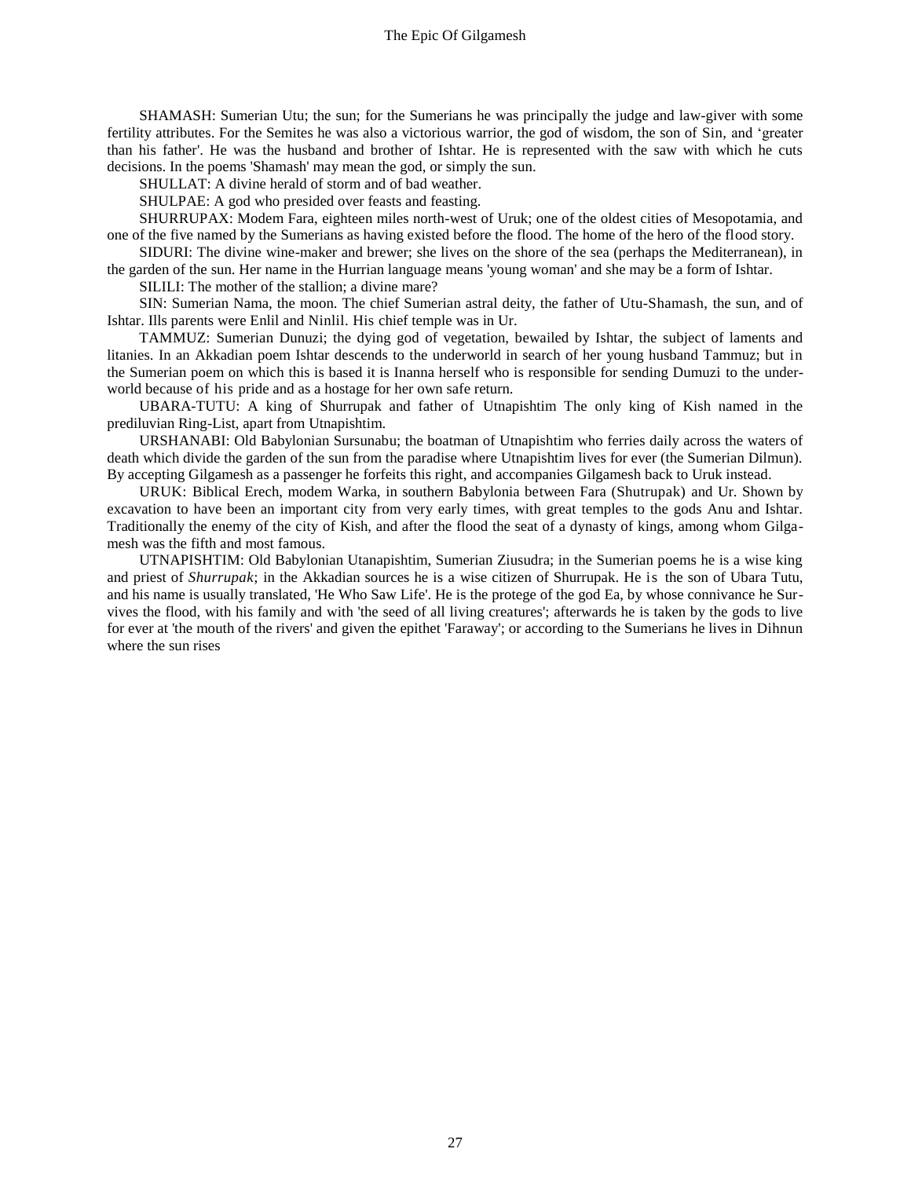SHAMASH: Sumerian Utu; the sun; for the Sumerians he was principally the judge and law-giver with some fertility attributes. For the Semites he was also a victorious warrior, the god of wisdom, the son of Sin, and 'greater than his father'. He was the husband and brother of Ishtar. He is represented with the saw with which he cuts decisions. In the poems 'Shamash' may mean the god, or simply the sun.

SHULLAT: A divine herald of storm and of bad weather.

SHULPAE: A god who presided over feasts and feasting.

SHURRUPAX: Modem Fara, eighteen miles north-west of Uruk; one of the oldest cities of Mesopotamia, and one of the five named by the Sumerians as having existed before the flood. The home of the hero of the flood story.

SIDURI: The divine wine-maker and brewer; she lives on the shore of the sea (perhaps the Mediterranean), in the garden of the sun. Her name in the Hurrian language means 'young woman' and she may be a form of Ishtar.

SILILI: The mother of the stallion; a divine mare?

SIN: Sumerian Nama, the moon. The chief Sumerian astral deity, the father of Utu-Shamash, the sun, and of Ishtar. Ills parents were Enlil and Ninlil. His chief temple was in Ur.

TAMMUZ: Sumerian Dunuzi; the dying god of vegetation, bewailed by Ishtar, the subject of laments and litanies. In an Akkadian poem Ishtar descends to the underworld in search of her young husband Tammuz; but in the Sumerian poem on which this is based it is Inanna herself who is responsible for sending Dumuzi to the underworld because of his pride and as a hostage for her own safe return.

UBARA-TUTU: A king of Shurrupak and father of Utnapishtim The only king of Kish named in the prediluvian Ring-List, apart from Utnapishtim.

URSHANABI: Old Babylonian Sursunabu; the boatman of Utnapishtim who ferries daily across the waters of death which divide the garden of the sun from the paradise where Utnapishtim lives for ever (the Sumerian Dilmun). By accepting Gilgamesh as a passenger he forfeits this right, and accompanies Gilgamesh back to Uruk instead.

URUK: Biblical Erech, modem Warka, in southern Babylonia between Fara (Shutrupak) and Ur. Shown by excavation to have been an important city from very early times, with great temples to the gods Anu and Ishtar. Traditionally the enemy of the city of Kish, and after the flood the seat of a dynasty of kings, among whom Gilgamesh was the fifth and most famous.

UTNAPISHTIM: Old Babylonian Utanapishtim, Sumerian Ziusudra; in the Sumerian poems he is a wise king and priest of *Shurrupak*; in the Akkadian sources he is a wise citizen of Shurrupak. He is the son of Ubara Tutu, and his name is usually translated, 'He Who Saw Life'. He is the protege of the god Ea, by whose connivance he Survives the flood, with his family and with 'the seed of all living creatures'; afterwards he is taken by the gods to live for ever at 'the mouth of the rivers' and given the epithet 'Faraway'; or according to the Sumerians he lives in Dihnun where the sun rises